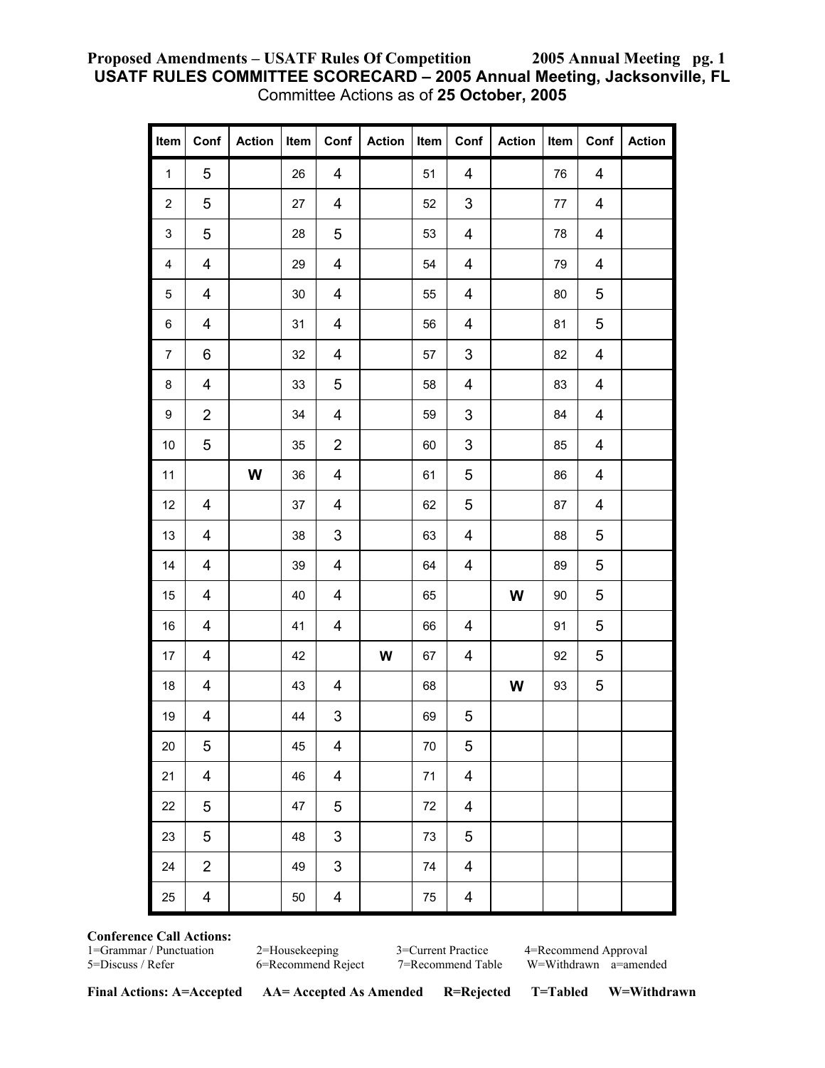**Proposed Amendments – USATF Rules Of Competition 2005 Annual Meeting pg. 1**

## USATF RULES COMMITTEE SCORECARD – 2005 Annual Meeting, Jacksonville, FL

Committee Actions as of **25 October, 2005**

| Item | Conf | Action | Item | Conf | Action | Item | Conf | Action | Item | Conf | Action |
|---|---|---|---|---|---|---|---|---|---|---|---|
| 1 | 5 | | 26 | 4 | | 51 | 4 | | 76 | 4 | |
| 2 | 5 | | 27 | 4 | | 52 | 3 | | 77 | 4 | |
| 3 | 5 | | 28 | 5 | | 53 | 4 | | 78 | 4 | |
| 4 | 4 | | 29 | 4 | | 54 | 4 | | 79 | 4 | |
| 5 | 4 | | 30 | 4 | | 55 | 4 | | 80 | 5 | |
| 6 | 4 | | 31 | 4 | | 56 | 4 | | 81 | 5 | |
| 7 | 6 | | 32 | 4 | | 57 | 3 | | 82 | 4 | |
| 8 | 4 | | 33 | 5 | | 58 | 4 | | 83 | 4 | |
| 9 | 2 | | 34 | 4 | | 59 | 3 | | 84 | 4 | |
| 10 | 5 | | 35 | 2 | | 60 | 3 | | 85 | 4 | |
| 11 | | **W** | 36 | 4 | | 61 | 5 | | 86 | 4 | |
| 12 | 4 | | 37 | 4 | | 62 | 5 | | 87 | 4 | |
| 13 | 4 | | 38 | 3 | | 63 | 4 | | 88 | 5 | |
| 14 | 4 | | 39 | 4 | | 64 | 4 | | 89 | 5 | |
| 15 | 4 | | 40 | 4 | | 65 | | **W** | 90 | 5 | |
| 16 | 4 | | 41 | 4 | | 66 | 4 | | 91 | 5 | |
| 17 | 4 | | 42 | | **W** | 67 | 4 | | 92 | 5 | |
| 18 | 4 | | 43 | 4 | | 68 | | **W** | 93 | 5 | |
| 19 | 4 | | 44 | 3 | | 69 | 5 | | | | |
| 20 | 5 | | 45 | 4 | | 70 | 5 | | | | |
| 21 | 4 | | 46 | 4 | | 71 | 4 | | | | |
| 22 | 5 | | 47 | 5 | | 72 | 4 | | | | |
| 23 | 5 | | 48 | 3 | | 73 | 5 | | | | |
| 24 | 2 | | 49 | 3 | | 74 | 4 | | | | |
| 25 | 4 | | 50 | 4 | | 75 | 4 | | | | |

**Conference Call Actions:**

1=Grammar / Punctuation 2=Housekeeping 3=Current Practice 4=Recommend Approval
5=Discuss / Refer 6=Recommend Reject 7=Recommend Table W=Withdrawn a=amended

**Final Actions: A=Accepted AA= Accepted As Amended R=Rejected T=Tabled W=Withdrawn**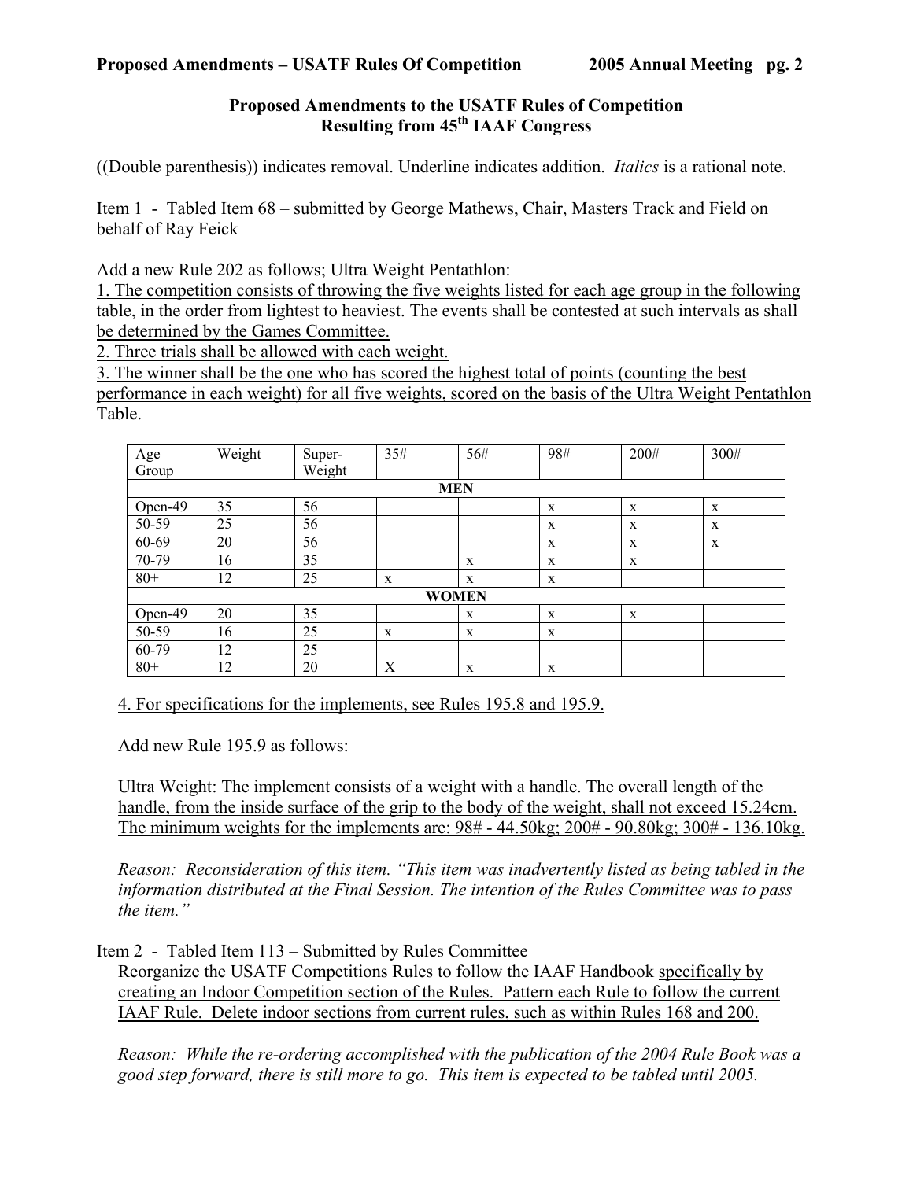## Proposed Amendments to the USATF Rules of Competition Resulting from 45th IAAF Congress

((Double parenthesis)) indicates removal. <u>Underline</u> indicates addition. *Italics* is a rational note.

Item 1 - Tabled Item 68 – submitted by George Mathews, Chair, Masters Track and Field on behalf of Ray Feick

Add a new Rule 202 as follows; <u>Ultra Weight Pentathlon:</u>

<u>1. The competition consists of throwing the five weights listed for each age group in the following table, in the order from lightest to heaviest. The events shall be contested at such intervals as shall be determined by the Games Committee.</u>

<u>2. Three trials shall be allowed with each weight.</u>

<u>3. The winner shall be the one who has scored the highest total of points (counting the best performance in each weight) for all five weights, scored on the basis of the Ultra Weight Pentathlon Table.</u>

| Age Group | Weight | Super-Weight | 35# | 56# | 98# | 200# | 300# |
|---|---|---|---|---|---|---|---|
| **MEN** | | | | | | | |
| Open-49 | 35 | 56 | | | x | x | x |
| 50-59 | 25 | 56 | | | x | x | x |
| 60-69 | 20 | 56 | | | x | x | x |
| 70-79 | 16 | 35 | | x | x | x | |
| 80+ | 12 | 25 | x | x | x | | |
| **WOMEN** | | | | | | | |
| Open-49 | 20 | 35 | | x | x | x | |
| 50-59 | 16 | 25 | x | x | x | | |
| 60-79 | 12 | 25 | | | | | |
| 80+ | 12 | 20 | X | x | x | | |

<u>4. For specifications for the implements, see Rules 195.8 and 195.9.</u>

Add new Rule 195.9 as follows:

<u>Ultra Weight: The implement consists of a weight with a handle. The overall length of the handle, from the inside surface of the grip to the body of the weight, shall not exceed 15.24cm. The minimum weights for the implements are: 98# - 44.50kg; 200# - 90.80kg; 300# - 136.10kg.</u>

*Reason: Reconsideration of this item. "This item was inadvertently listed as being tabled in the information distributed at the Final Session. The intention of the Rules Committee was to pass the item."*

Item 2 - Tabled Item 113 – Submitted by Rules Committee

Reorganize the USATF Competitions Rules to follow the IAAF Handbook <u>specifically by creating an Indoor Competition section of the Rules. Pattern each Rule to follow the current IAAF Rule. Delete indoor sections from current rules, such as within Rules 168 and 200.</u>

*Reason: While the re-ordering accomplished with the publication of the 2004 Rule Book was a good step forward, there is still more to go. This item is expected to be tabled until 2005.*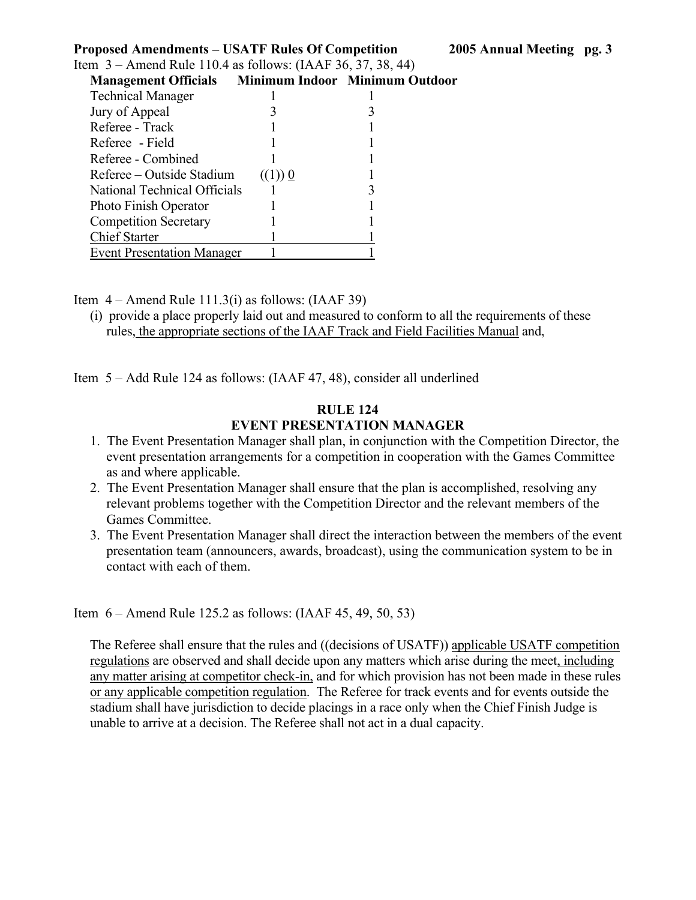**Proposed Amendments – USATF Rules Of Competition 2005 Annual Meeting**

Item 3 – Amend Rule 110.4 as follows: (IAAF 36, 37, 38, 44)

| Management Officials | Minimum Indoor | Minimum Outdoor |
|---|---|---|
| Technical Manager | 1 | 1 |
| Jury of Appeal | 3 | 3 |
| Referee - Track | 1 | 1 |
| Referee - Field | 1 | 1 |
| Referee - Combined | 1 | 1 |
| Referee – Outside Stadium | ((1)) <u>0</u> | 1 |
| National Technical Officials | 1 | 3 |
| Photo Finish Operator | 1 | 1 |
| Competition Secretary | 1 | 1 |
| <u>Chief Starter</u> | <u>1</u> | <u>1</u> |
| <u>Event Presentation Manager</u> | <u>1</u> | <u>1</u> |

Item 4 – Amend Rule 111.3(i) as follows: (IAAF 39)

(i) provide a place properly laid out and measured to conform to all the requirements of these rules<u>, the appropriate sections of the IAAF Track and Field Facilities Manual</u> and,

Item 5 – Add Rule 124 as follows: (IAAF 47, 48), consider all underlined

## RULE 124
## EVENT PRESENTATION MANAGER

1. The Event Presentation Manager shall plan, in conjunction with the Competition Director, the event presentation arrangements for a competition in cooperation with the Games Committee as and where applicable.
2. The Event Presentation Manager shall ensure that the plan is accomplished, resolving any relevant problems together with the Competition Director and the relevant members of the Games Committee.
3. The Event Presentation Manager shall direct the interaction between the members of the event presentation team (announcers, awards, broadcast), using the communication system to be in contact with each of them.

Item 6 – Amend Rule 125.2 as follows: (IAAF 45, 49, 50, 53)

The Referee shall ensure that the rules and ((decisions of USATF)) <u>applicable USATF competition regulations</u> are observed and shall decide upon any matters which arise during the meet<u>, including any matter arising at competitor check-in,</u> and for which provision has not been made in these rules <u>or any applicable competition regulation</u>. The Referee for track events and for events outside the stadium shall have jurisdiction to decide placings in a race only when the Chief Finish Judge is unable to arrive at a decision. The Referee shall not act in a dual capacity.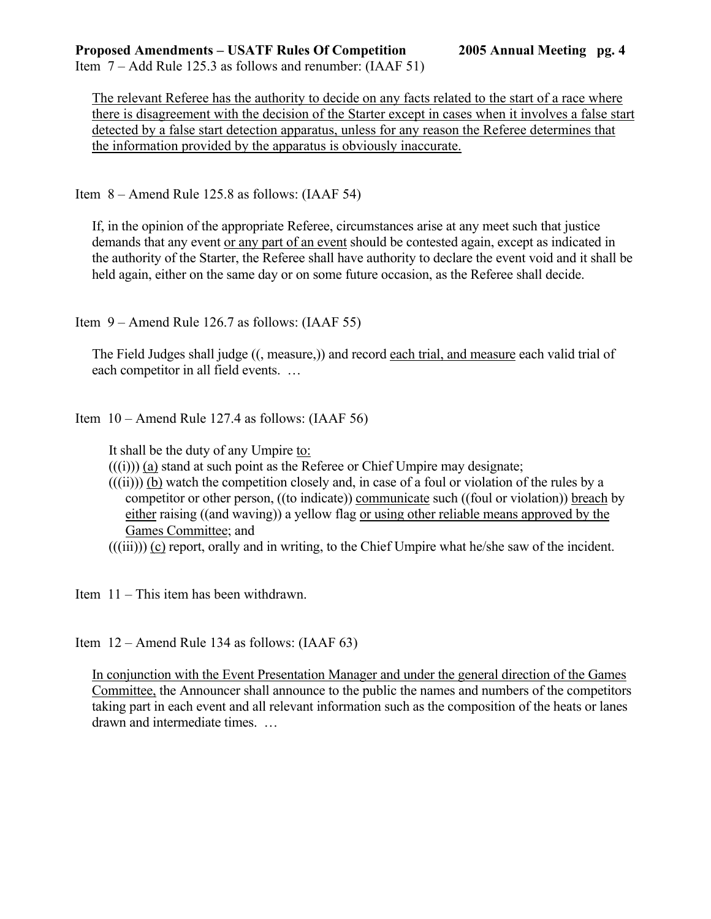Item 7 – Add Rule 125.3 as follows and renumber: (IAAF 51)

<u>The relevant Referee has the authority to decide on any facts related to the start of a race where there is disagreement with the decision of the Starter except in cases when it involves a false start detected by a false start detection apparatus, unless for any reason the Referee determines that the information provided by the apparatus is obviously inaccurate.</u>

Item 8 – Amend Rule 125.8 as follows: (IAAF 54)

If, in the opinion of the appropriate Referee, circumstances arise at any meet such that justice demands that any event <u>or any part of an event</u> should be contested again, except as indicated in the authority of the Starter, the Referee shall have authority to declare the event void and it shall be held again, either on the same day or on some future occasion, as the Referee shall decide.

Item 9 – Amend Rule 126.7 as follows: (IAAF 55)

The Field Judges shall judge ((, measure,)) and record <u>each trial, and measure</u> each valid trial of each competitor in all field events. …

Item 10 – Amend Rule 127.4 as follows: (IAAF 56)

It shall be the duty of any Umpire <u>to:</u>

(((i))) <u>(a)</u> stand at such point as the Referee or Chief Umpire may designate;

(((ii))) <u>(b)</u> watch the competition closely and, in case of a foul or violation of the rules by a competitor or other person, ((to indicate)) <u>communicate</u> such ((foul or violation)) <u>breach</u> by <u>either</u> raising ((and waving)) a yellow flag <u>or using other reliable means approved by the Games Committee</u>; and

(((iii))) <u>(c)</u> report, orally and in writing, to the Chief Umpire what he/she saw of the incident.

Item 11 – This item has been withdrawn.

Item 12 – Amend Rule 134 as follows: (IAAF 63)

<u>In conjunction with the Event Presentation Manager and under the general direction of the Games Committee,</u> the Announcer shall announce to the public the names and numbers of the competitors taking part in each event and all relevant information such as the composition of the heats or lanes drawn and intermediate times. …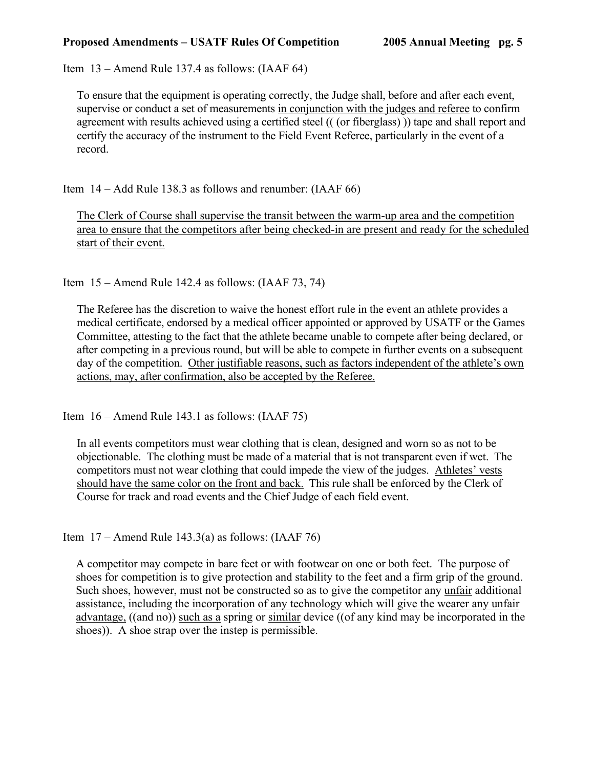Item 13 – Amend Rule 137.4 as follows: (IAAF 64)

> To ensure that the equipment is operating correctly, the Judge shall, before and after each event, supervise or conduct a set of measurements <u>in conjunction with the judges and referee</u> to confirm agreement with results achieved using a certified steel (( (or fiberglass) )) tape and shall report and certify the accuracy of the instrument to the Field Event Referee, particularly in the event of a record.

Item 14 – Add Rule 138.3 as follows and renumber: (IAAF 66)

> <u>The Clerk of Course shall supervise the transit between the warm-up area and the competition area to ensure that the competitors after being checked-in are present and ready for the scheduled start of their event.</u>

Item 15 – Amend Rule 142.4 as follows: (IAAF 73, 74)

> The Referee has the discretion to waive the honest effort rule in the event an athlete provides a medical certificate, endorsed by a medical officer appointed or approved by USATF or the Games Committee, attesting to the fact that the athlete became unable to compete after being declared, or after competing in a previous round, but will be able to compete in further events on a subsequent day of the competition. <u>Other justifiable reasons, such as factors independent of the athlete's own actions, may, after confirmation, also be accepted by the Referee.</u>

Item 16 – Amend Rule 143.1 as follows: (IAAF 75)

> In all events competitors must wear clothing that is clean, designed and worn so as not to be objectionable. The clothing must be made of a material that is not transparent even if wet. The competitors must not wear clothing that could impede the view of the judges. <u>Athletes' vests should have the same color on the front and back.</u> This rule shall be enforced by the Clerk of Course for track and road events and the Chief Judge of each field event.

Item 17 – Amend Rule 143.3(a) as follows: (IAAF 76)

> A competitor may compete in bare feet or with footwear on one or both feet. The purpose of shoes for competition is to give protection and stability to the feet and a firm grip of the ground. Such shoes, however, must not be constructed so as to give the competitor any <u>unfair</u> additional assistance, <u>including the incorporation of any technology which will give the wearer any unfair advantage,</u> ((and no)) <u>such as a</u> spring or <u>similar</u> device ((of any kind may be incorporated in the shoes)). A shoe strap over the instep is permissible.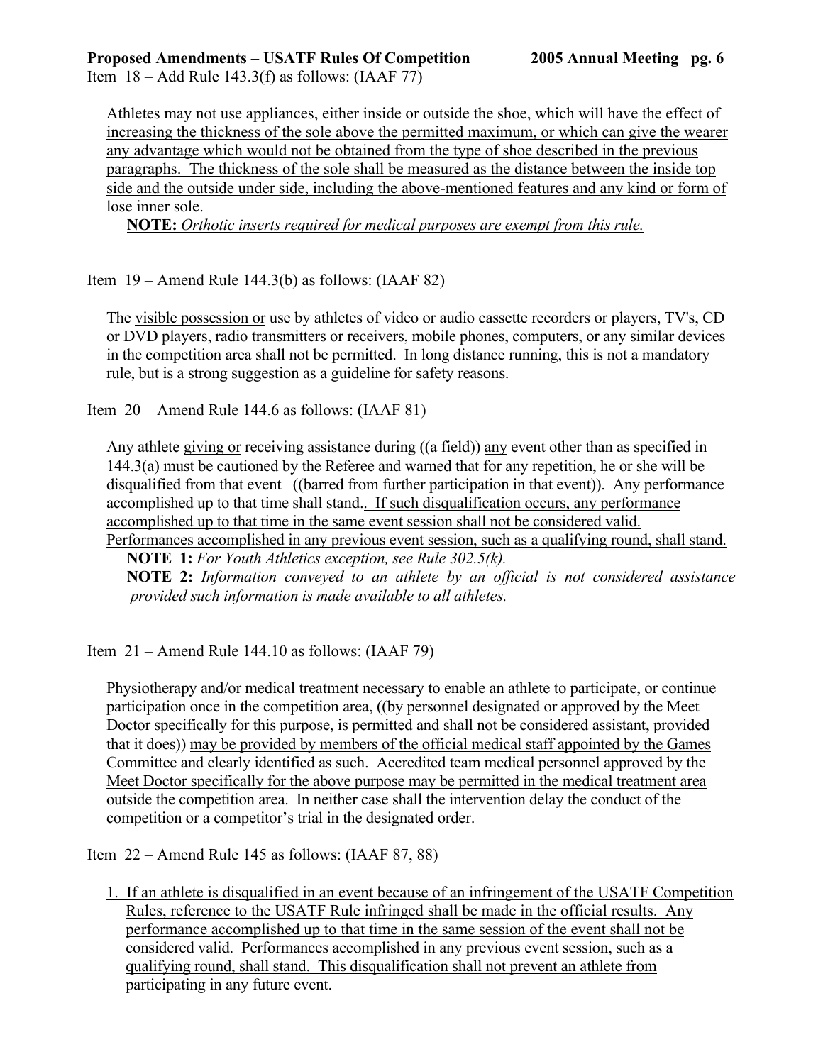Item 18 – Add Rule 143.3(f) as follows: (IAAF 77)

<u>Athletes may not use appliances, either inside or outside the shoe, which will have the effect of increasing the thickness of the sole above the permitted maximum, or which can give the wearer any advantage which would not be obtained from the type of shoe described in the previous paragraphs. The thickness of the sole shall be measured as the distance between the inside top side and the outside under side, including the above-mentioned features and any kind or form of lose inner sole.</u>

**<u>NOTE:</u>** <u>*Orthotic inserts required for medical purposes are exempt from this rule.*</u>

Item 19 – Amend Rule 144.3(b) as follows: (IAAF 82)

The <u>visible possession or</u> use by athletes of video or audio cassette recorders or players, TV's, CD or DVD players, radio transmitters or receivers, mobile phones, computers, or any similar devices in the competition area shall not be permitted. In long distance running, this is not a mandatory rule, but is a strong suggestion as a guideline for safety reasons.

Item 20 – Amend Rule 144.6 as follows: (IAAF 81)

Any athlete <u>giving or</u> receiving assistance during ((a field)) <u>any</u> event other than as specified in 144.3(a) must be cautioned by the Referee and warned that for any repetition, he or she will be <u>disqualified from that event</u> ((barred from further participation in that event)). Any performance accomplished up to that time shall stand.<u>. If such disqualification occurs, any performance accomplished up to that time in the same event session shall not be considered valid. Performances accomplished in any previous event session, such as a qualifying round, shall stand.</u>

**NOTE 1:** *For Youth Athletics exception, see Rule 302.5(k).*

**NOTE 2:** *Information conveyed to an athlete by an official is not considered assistance provided such information is made available to all athletes.*

Item 21 – Amend Rule 144.10 as follows: (IAAF 79)

Physiotherapy and/or medical treatment necessary to enable an athlete to participate, or continue participation once in the competition area, ((by personnel designated or approved by the Meet Doctor specifically for this purpose, is permitted and shall not be considered assistant, provided that it does)) <u>may be provided by members of the official medical staff appointed by the Games Committee and clearly identified as such. Accredited team medical personnel approved by the Meet Doctor specifically for the above purpose may be permitted in the medical treatment area outside the competition area. In neither case shall the intervention</u> delay the conduct of the competition or a competitor's trial in the designated order.

Item 22 – Amend Rule 145 as follows: (IAAF 87, 88)

1. <u>If an athlete is disqualified in an event because of an infringement of the USATF Competition Rules, reference to the USATF Rule infringed shall be made in the official results. Any performance accomplished up to that time in the same session of the event shall not be considered valid. Performances accomplished in any previous event session, such as a qualifying round, shall stand. This disqualification shall not prevent an athlete from participating in any future event.</u>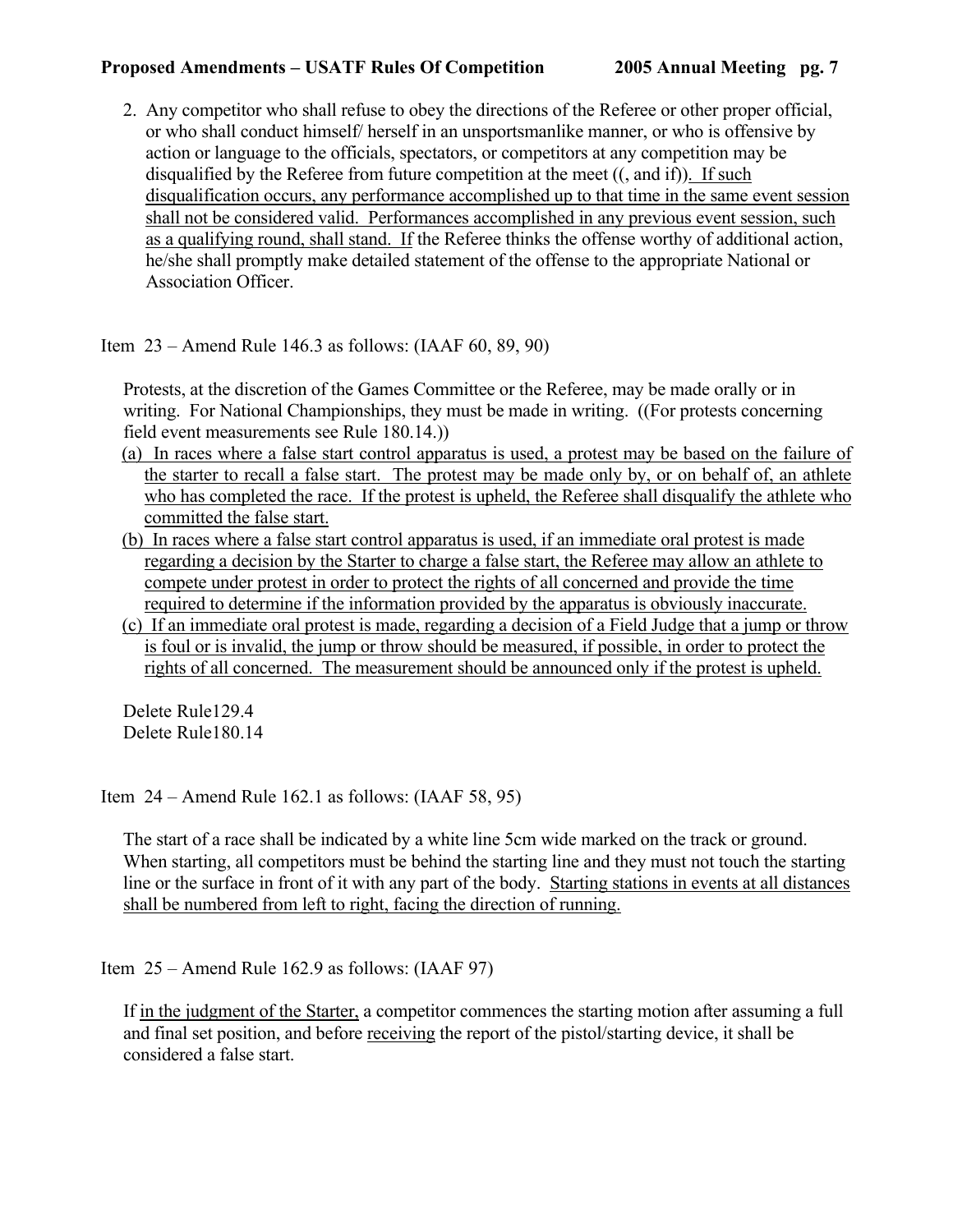2. Any competitor who shall refuse to obey the directions of the Referee or other proper official, or who shall conduct himself/ herself in an unsportsmanlike manner, or who is offensive by action or language to the officials, spectators, or competitors at any competition may be disqualified by the Referee from future competition at the meet ((, and if)). <u>If such disqualification occurs, any performance accomplished up to that time in the same event session shall not be considered valid. Performances accomplished in any previous event session, such as a qualifying round, shall stand. If</u> the Referee thinks the offense worthy of additional action, he/she shall promptly make detailed statement of the offense to the appropriate National or Association Officer.

Item 23 – Amend Rule 146.3 as follows: (IAAF 60, 89, 90)

Protests, at the discretion of the Games Committee or the Referee, may be made orally or in writing. For National Championships, they must be made in writing. ((For protests concerning field event measurements see Rule 180.14.))

<u>(a) In races where a false start control apparatus is used, a protest may be based on the failure of the starter to recall a false start. The protest may be made only by, or on behalf of, an athlete who has completed the race. If the protest is upheld, the Referee shall disqualify the athlete who committed the false start.</u>

<u>(b) In races where a false start control apparatus is used, if an immediate oral protest is made regarding a decision by the Starter to charge a false start, the Referee may allow an athlete to compete under protest in order to protect the rights of all concerned and provide the time required to determine if the information provided by the apparatus is obviously inaccurate.</u>

<u>(c) If an immediate oral protest is made, regarding a decision of a Field Judge that a jump or throw is foul or is invalid, the jump or throw should be measured, if possible, in order to protect the rights of all concerned. The measurement should be announced only if the protest is upheld.</u>

Delete Rule129.4
Delete Rule180.14

Item 24 – Amend Rule 162.1 as follows: (IAAF 58, 95)

The start of a race shall be indicated by a white line 5cm wide marked on the track or ground. When starting, all competitors must be behind the starting line and they must not touch the starting line or the surface in front of it with any part of the body. <u>Starting stations in events at all distances shall be numbered from left to right, facing the direction of running.</u>

Item 25 – Amend Rule 162.9 as follows: (IAAF 97)

If <u>in the judgment of the Starter,</u> a competitor commences the starting motion after assuming a full and final set position, and before <u>receiving</u> the report of the pistol/starting device, it shall be considered a false start.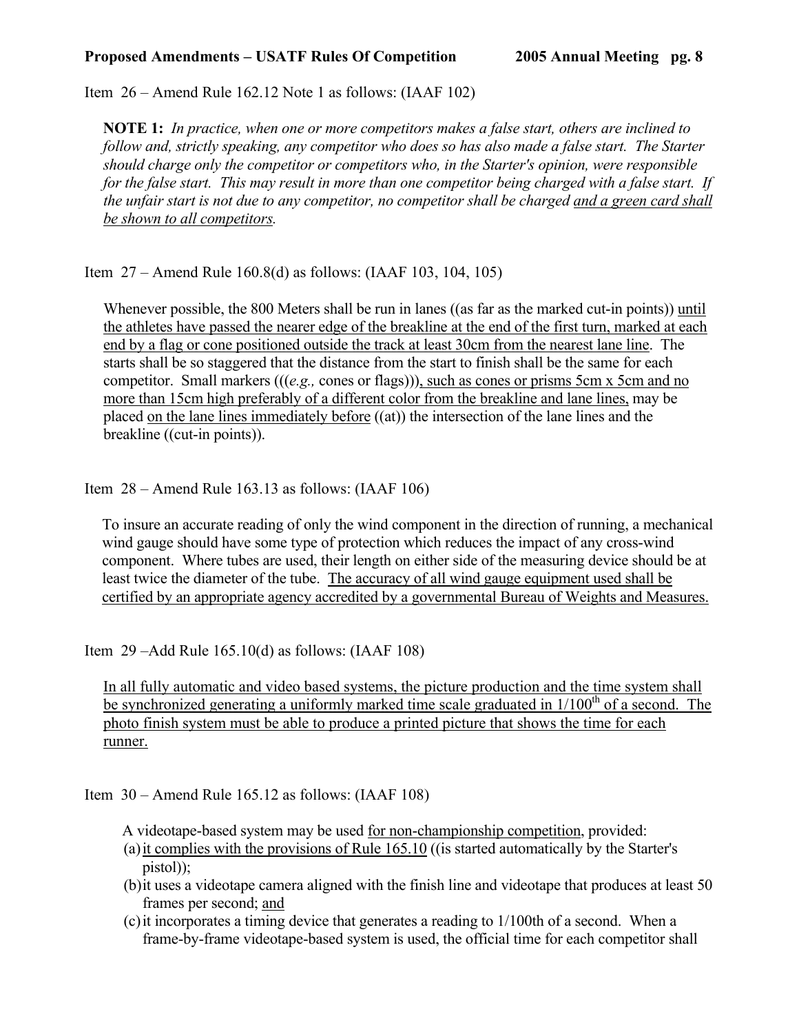Item 26 – Amend Rule 162.12 Note 1 as follows: (IAAF 102)

**NOTE 1:** *In practice, when one or more competitors makes a false start, others are inclined to follow and, strictly speaking, any competitor who does so has also made a false start. The Starter should charge only the competitor or competitors who, in the Starter's opinion, were responsible for the false start. This may result in more than one competitor being charged with a false start. If the unfair start is not due to any competitor, no competitor shall be charged <u>and a green card shall be shown to all competitors</u>.*

Item 27 – Amend Rule 160.8(d) as follows: (IAAF 103, 104, 105)

Whenever possible, the 800 Meters shall be run in lanes ((as far as the marked cut-in points)) <u>until the athletes have passed the nearer edge of the breakline at the end of the first turn, marked at each end by a flag or cone positioned outside the track at least 30cm from the nearest lane line</u>. The starts shall be so staggered that the distance from the start to finish shall be the same for each competitor. Small markers (((*e.g.,* cones or flags)))<u>, such as cones or prisms 5cm x 5cm and no more than 15cm high preferably of a different color from the breakline and lane lines,</u> may be placed <u>on the lane lines immediately before</u> ((at)) the intersection of the lane lines and the breakline ((cut-in points)).

Item 28 – Amend Rule 163.13 as follows: (IAAF 106)

To insure an accurate reading of only the wind component in the direction of running, a mechanical wind gauge should have some type of protection which reduces the impact of any cross-wind component. Where tubes are used, their length on either side of the measuring device should be at least twice the diameter of the tube. <u>The accuracy of all wind gauge equipment used shall be certified by an appropriate agency accredited by a governmental Bureau of Weights and Measures.</u>

Item 29 –Add Rule 165.10(d) as follows: (IAAF 108)

<u>In all fully automatic and video based systems, the picture production and the time system shall be synchronized generating a uniformly marked time scale graduated in 1/100th of a second. The photo finish system must be able to produce a printed picture that shows the time for each runner.</u>

Item 30 – Amend Rule 165.12 as follows: (IAAF 108)

A videotape-based system may be used <u>for non-championship competition</u>, provided:

(a) <u>it complies with the provisions of Rule 165.10</u> ((is started automatically by the Starter's pistol));

(b) it uses a videotape camera aligned with the finish line and videotape that produces at least 50 frames per second; <u>and</u>

(c) it incorporates a timing device that generates a reading to 1/100th of a second. When a frame-by-frame videotape-based system is used, the official time for each competitor shall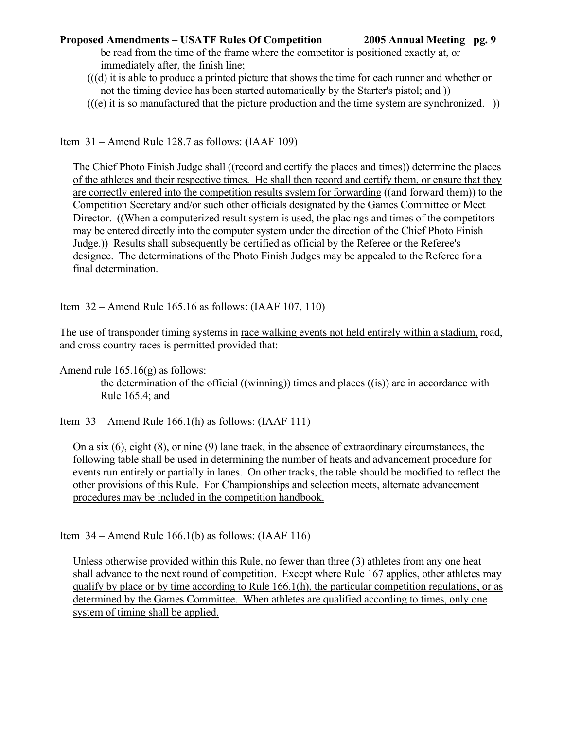be read from the time of the frame where the competitor is positioned exactly at, or immediately after, the finish line;

(((d) it is able to produce a printed picture that shows the time for each runner and whether or not the timing device has been started automatically by the Starter's pistol; and ))

(((e) it is so manufactured that the picture production and the time system are synchronized. ))

Item 31 – Amend Rule 128.7 as follows: (IAAF 109)

The Chief Photo Finish Judge shall ((record and certify the places and times)) <u>determine the places of the athletes and their respective times. He shall then record and certify them, or ensure that they are correctly entered into the competition results system for forwarding</u> ((and forward them)) to the Competition Secretary and/or such other officials designated by the Games Committee or Meet Director. ((When a computerized result system is used, the placings and times of the competitors may be entered directly into the computer system under the direction of the Chief Photo Finish Judge.)) Results shall subsequently be certified as official by the Referee or the Referee's designee. The determinations of the Photo Finish Judges may be appealed to the Referee for a final determination.

Item 32 – Amend Rule 165.16 as follows: (IAAF 107, 110)

The use of transponder timing systems in <u>race walking events not held entirely within a stadium,</u> road, and cross country races is permitted provided that:

Amend rule 165.16(g) as follows:

the determination of the official ((winning)) time<u>s and places</u> ((is)) <u>are</u> in accordance with Rule 165.4; and

Item 33 – Amend Rule 166.1(h) as follows: (IAAF 111)

On a six (6), eight (8), or nine (9) lane track, <u>in the absence of extraordinary circumstances,</u> the following table shall be used in determining the number of heats and advancement procedure for events run entirely or partially in lanes. On other tracks, the table should be modified to reflect the other provisions of this Rule. <u>For Championships and selection meets, alternate advancement procedures may be included in the competition handbook.</u>

Item 34 – Amend Rule 166.1(b) as follows: (IAAF 116)

Unless otherwise provided within this Rule, no fewer than three (3) athletes from any one heat shall advance to the next round of competition. <u>Except where Rule 167 applies, other athletes may qualify by place or by time according to Rule 166.1(h), the particular competition regulations, or as determined by the Games Committee. When athletes are qualified according to times, only one system of timing shall be applied.</u>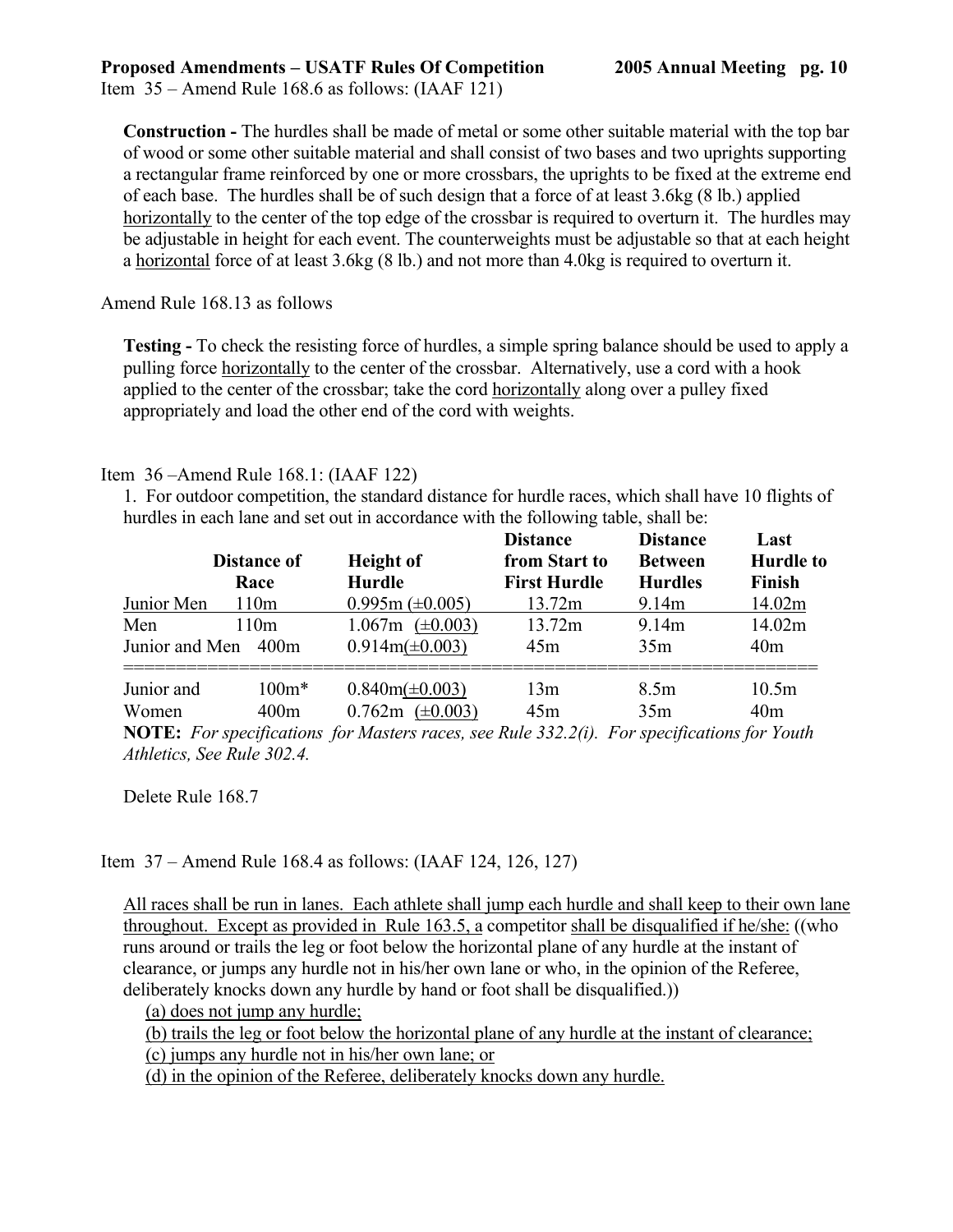Item 35 – Amend Rule 168.6 as follows: (IAAF 121)

**Construction -** The hurdles shall be made of metal or some other suitable material with the top bar of wood or some other suitable material and shall consist of two bases and two uprights supporting a rectangular frame reinforced by one or more crossbars, the uprights to be fixed at the extreme end of each base. The hurdles shall be of such design that a force of at least 3.6kg (8 lb.) applied <u>horizontally</u> to the center of the top edge of the crossbar is required to overturn it. The hurdles may be adjustable in height for each event. The counterweights must be adjustable so that at each height a <u>horizontal</u> force of at least 3.6kg (8 lb.) and not more than 4.0kg is required to overturn it.

Amend Rule 168.13 as follows

**Testing -** To check the resisting force of hurdles, a simple spring balance should be used to apply a pulling force <u>horizontally</u> to the center of the crossbar. Alternatively, use a cord with a hook applied to the center of the crossbar; take the cord <u>horizontally</u> along over a pulley fixed appropriately and load the other end of the cord with weights.

Item 36 –Amend Rule 168.1: (IAAF 122)

1. For outdoor competition, the standard distance for hurdle races, which shall have 10 flights of hurdles in each lane and set out in accordance with the following table, shall be:

| | Distance of Race | Height of Hurdle | Distance from Start to First Hurdle | Distance Between Hurdles | Last Hurdle to Finish |
|---|---|---|---|---|---|
| <u>Junior Men</u> | <u>110m</u> | <u>0.995m (±0.005)</u> | <u>13.72m</u> | <u>9.14m</u> | <u>14.02m</u> |
| Men | 110m | 1.067m <u>(±0.003)</u> | 13.72m | 9.14m | 14.02m |
| Junior and Men | 400m | 0.914m<u>(±0.003)</u> | 45m | 35m | 40m |
| Junior and | 100m* | 0.840m<u>(±0.003)</u> | 13m | 8.5m | 10.5m |
| Women | 400m | 0.762m <u>(±0.003)</u> | 45m | 35m | 40m |

**NOTE:** *For specifications for Masters races, see Rule 332.2(i). For specifications for Youth Athletics, See Rule 302.4.*

Delete Rule 168.7

Item 37 – Amend Rule 168.4 as follows: (IAAF 124, 126, 127)

<u>All races shall be run in lanes. Each athlete shall jump each hurdle and shall keep to their own lane throughout. Except as provided in Rule 163.5, a</u> competitor <u>shall be disqualified if he/she:</u> ((who runs around or trails the leg or foot below the horizontal plane of any hurdle at the instant of clearance, or jumps any hurdle not in his/her own lane or who, in the opinion of the Referee, deliberately knocks down any hurdle by hand or foot shall be disqualified.))

<u>(a) does not jump any hurdle;</u>
<u>(b) trails the leg or foot below the horizontal plane of any hurdle at the instant of clearance;</u>
<u>(c) jumps any hurdle not in his/her own lane; or</u>
<u>(d) in the opinion of the Referee, deliberately knocks down any hurdle.</u>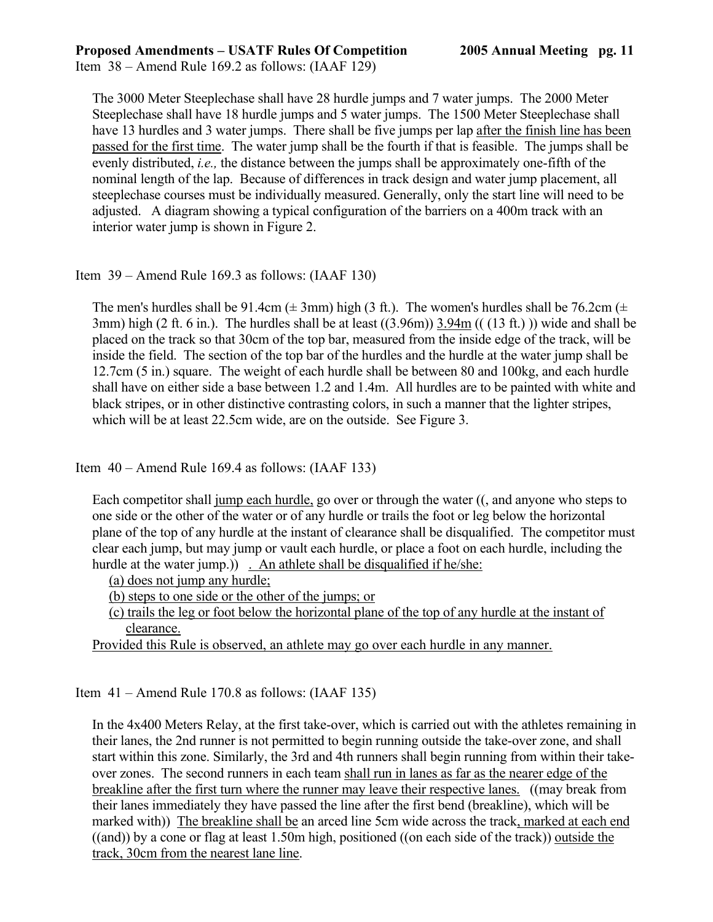Item 38 – Amend Rule 169.2 as follows: (IAAF 129)

The 3000 Meter Steeplechase shall have 28 hurdle jumps and 7 water jumps. The 2000 Meter Steeplechase shall have 18 hurdle jumps and 5 water jumps. The 1500 Meter Steeplechase shall have 13 hurdles and 3 water jumps. There shall be five jumps per lap <u>after the finish line has been passed for the first time</u>. The water jump shall be the fourth if that is feasible. The jumps shall be evenly distributed, *i.e.,* the distance between the jumps shall be approximately one-fifth of the nominal length of the lap. Because of differences in track design and water jump placement, all steeplechase courses must be individually measured. Generally, only the start line will need to be adjusted. A diagram showing a typical configuration of the barriers on a 400m track with an interior water jump is shown in Figure 2.

Item 39 – Amend Rule 169.3 as follows: (IAAF 130)

The men's hurdles shall be 91.4cm (± 3mm) high (3 ft.). The women's hurdles shall be 76.2cm (± 3mm) high (2 ft. 6 in.). The hurdles shall be at least ((3.96m)) <u>3.94m</u> (( (13 ft.) )) wide and shall be placed on the track so that 30cm of the top bar, measured from the inside edge of the track, will be inside the field. The section of the top bar of the hurdles and the hurdle at the water jump shall be 12.7cm (5 in.) square. The weight of each hurdle shall be between 80 and 100kg, and each hurdle shall have on either side a base between 1.2 and 1.4m. All hurdles are to be painted with white and black stripes, or in other distinctive contrasting colors, in such a manner that the lighter stripes, which will be at least 22.5cm wide, are on the outside. See Figure 3.

Item 40 – Amend Rule 169.4 as follows: (IAAF 133)

Each competitor shall <u>jump each hurdle,</u> go over or through the water ((, and anyone who steps to one side or the other of the water or of any hurdle or trails the foot or leg below the horizontal plane of the top of any hurdle at the instant of clearance shall be disqualified. The competitor must clear each jump, but may jump or vault each hurdle, or place a foot on each hurdle, including the hurdle at the water jump.)) <u>. An athlete shall be disqualified if he/she:</u>

<u>(a) does not jump any hurdle;</u>
<u>(b) steps to one side or the other of the jumps; or</u>
<u>(c) trails the leg or foot below the horizontal plane of the top of any hurdle at the instant of clearance.</u>

<u>Provided this Rule is observed, an athlete may go over each hurdle in any manner.</u>

Item 41 – Amend Rule 170.8 as follows: (IAAF 135)

In the 4x400 Meters Relay, at the first take-over, which is carried out with the athletes remaining in their lanes, the 2nd runner is not permitted to begin running outside the take-over zone, and shall start within this zone. Similarly, the 3rd and 4th runners shall begin running from within their take-over zones. The second runners in each team <u>shall run in lanes as far as the nearer edge of the breakline after the first turn where the runner may leave their respective lanes.</u> ((may break from their lanes immediately they have passed the line after the first bend (breakline), which will be marked with)) <u>The breakline shall be</u> an arced line 5cm wide across the track<u>, marked at each end</u> ((and)) by a cone or flag at least 1.50m high, positioned ((on each side of the track)) <u>outside the track, 30cm from the nearest lane line</u>.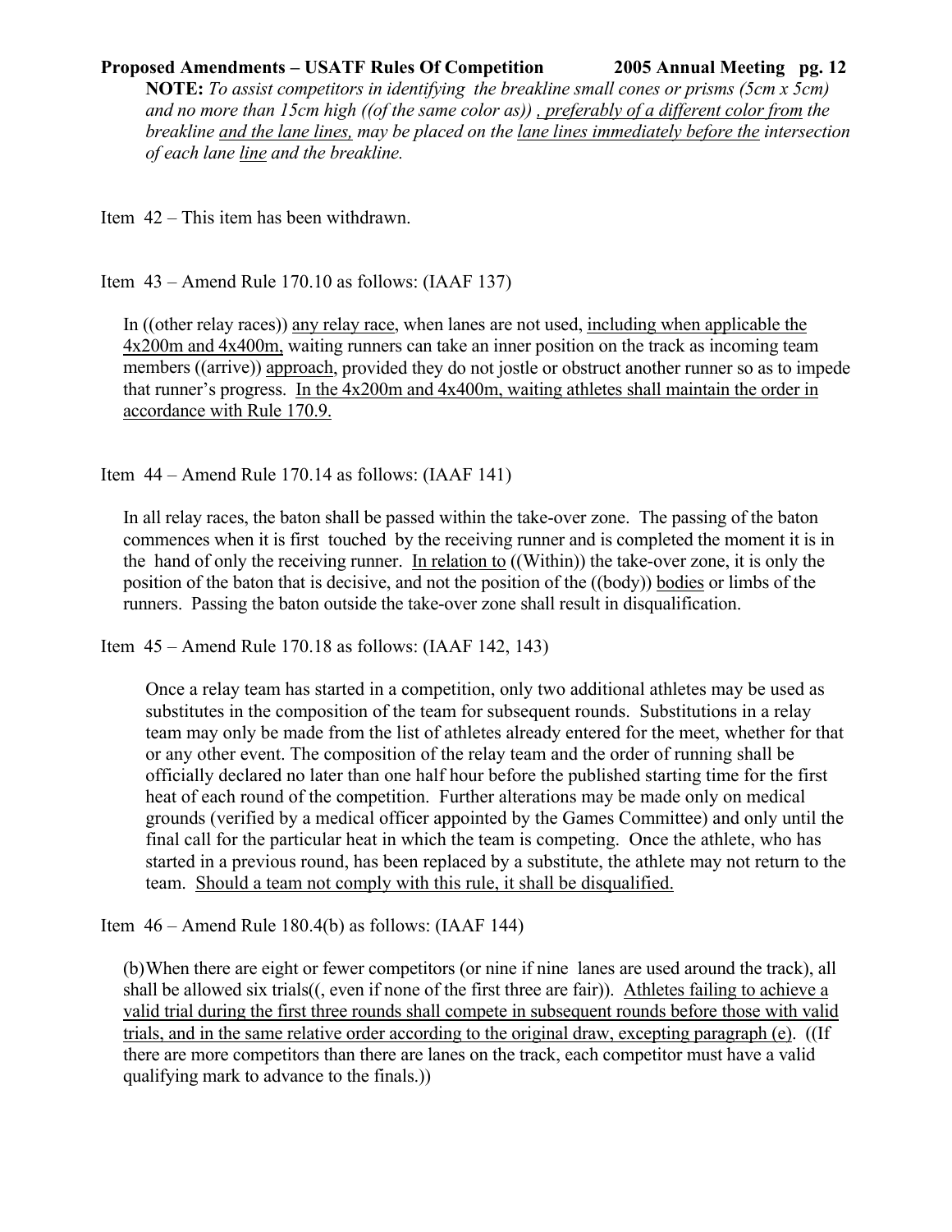**NOTE:** *To assist competitors in identifying the breakline small cones or prisms (5cm x 5cm) and no more than 15cm high ((of the same color as)) <u>, preferably of a different color from</u> the breakline <u>and the lane lines,</u> may be placed on the <u>lane lines immediately before the</u> intersection of each lane <u>line</u> and the breakline.*

Item 42 – This item has been withdrawn.

Item 43 – Amend Rule 170.10 as follows: (IAAF 137)

In ((other relay races)) <u>any relay race</u>, when lanes are not used, <u>including when applicable the 4x200m and 4x400m,</u> waiting runners can take an inner position on the track as incoming team members ((arrive)) <u>approach</u>, provided they do not jostle or obstruct another runner so as to impede that runner's progress. <u>In the 4x200m and 4x400m, waiting athletes shall maintain the order in accordance with Rule 170.9.</u>

Item 44 – Amend Rule 170.14 as follows: (IAAF 141)

In all relay races, the baton shall be passed within the take-over zone. The passing of the baton commences when it is first touched by the receiving runner and is completed the moment it is in the hand of only the receiving runner. <u>In relation to</u> ((Within)) the take-over zone, it is only the position of the baton that is decisive, and not the position of the ((body)) <u>bodies</u> or limbs of the runners. Passing the baton outside the take-over zone shall result in disqualification.

Item 45 – Amend Rule 170.18 as follows: (IAAF 142, 143)

Once a relay team has started in a competition, only two additional athletes may be used as substitutes in the composition of the team for subsequent rounds. Substitutions in a relay team may only be made from the list of athletes already entered for the meet, whether for that or any other event. The composition of the relay team and the order of running shall be officially declared no later than one half hour before the published starting time for the first heat of each round of the competition. Further alterations may be made only on medical grounds (verified by a medical officer appointed by the Games Committee) and only until the final call for the particular heat in which the team is competing. Once the athlete, who has started in a previous round, has been replaced by a substitute, the athlete may not return to the team. <u>Should a team not comply with this rule, it shall be disqualified.</u>

Item 46 – Amend Rule 180.4(b) as follows: (IAAF 144)

(b) When there are eight or fewer competitors (or nine if nine lanes are used around the track), all shall be allowed six trials((, even if none of the first three are fair)). <u>Athletes failing to achieve a valid trial during the first three rounds shall compete in subsequent rounds before those with valid trials, and in the same relative order according to the original draw, excepting paragraph (e)</u>. ((If there are more competitors than there are lanes on the track, each competitor must have a valid qualifying mark to advance to the finals.))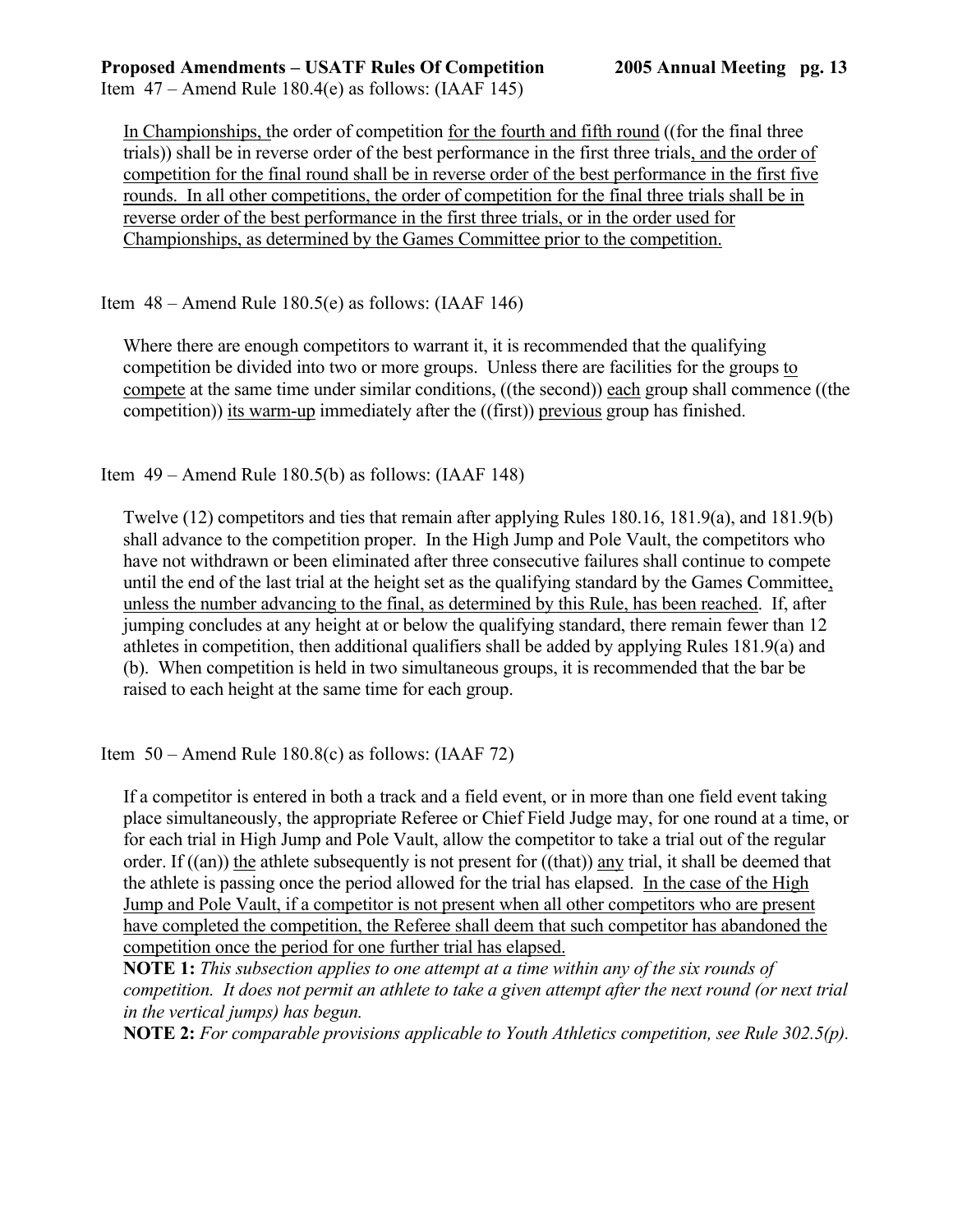Item 47 – Amend Rule 180.4(e) as follows: (IAAF 145)

<u>In Championships, t</u>he order of competition <u>for the fourth and fifth round</u> ((for the final three trials)) shall be in reverse order of the best performance in the first three trials<u>, and the order of competition for the final round shall be in reverse order of the best performance in the first five rounds. In all other competitions, the order of competition for the final three trials shall be in reverse order of the best performance in the first three trials, or in the order used for Championships, as determined by the Games Committee prior to the competition.</u>

Item 48 – Amend Rule 180.5(e) as follows: (IAAF 146)

Where there are enough competitors to warrant it, it is recommended that the qualifying competition be divided into two or more groups. Unless there are facilities for the groups <u>to compete</u> at the same time under similar conditions, ((the second)) <u>each</u> group shall commence ((the competition)) <u>its warm-up</u> immediately after the ((first)) <u>previous</u> group has finished.

Item 49 – Amend Rule 180.5(b) as follows: (IAAF 148)

Twelve (12) competitors and ties that remain after applying Rules 180.16, 181.9(a), and 181.9(b) shall advance to the competition proper. In the High Jump and Pole Vault, the competitors who have not withdrawn or been eliminated after three consecutive failures shall continue to compete until the end of the last trial at the height set as the qualifying standard by the Games Committee<u>, unless the number advancing to the final, as determined by this Rule, has been reached</u>. If, after jumping concludes at any height at or below the qualifying standard, there remain fewer than 12 athletes in competition, then additional qualifiers shall be added by applying Rules 181.9(a) and (b). When competition is held in two simultaneous groups, it is recommended that the bar be raised to each height at the same time for each group.

Item 50 – Amend Rule 180.8(c) as follows: (IAAF 72)

If a competitor is entered in both a track and a field event, or in more than one field event taking place simultaneously, the appropriate Referee or Chief Field Judge may, for one round at a time, or for each trial in High Jump and Pole Vault, allow the competitor to take a trial out of the regular order. If ((an)) <u>the</u> athlete subsequently is not present for ((that)) <u>any</u> trial, it shall be deemed that the athlete is passing once the period allowed for the trial has elapsed. <u>In the case of the High Jump and Pole Vault, if a competitor is not present when all other competitors who are present have completed the competition, the Referee shall deem that such competitor has abandoned the competition once the period for one further trial has elapsed.</u>

**NOTE 1:** *This subsection applies to one attempt at a time within any of the six rounds of competition. It does not permit an athlete to take a given attempt after the next round (or next trial in the vertical jumps) has begun.*

**NOTE 2:** *For comparable provisions applicable to Youth Athletics competition, see Rule 302.5(p).*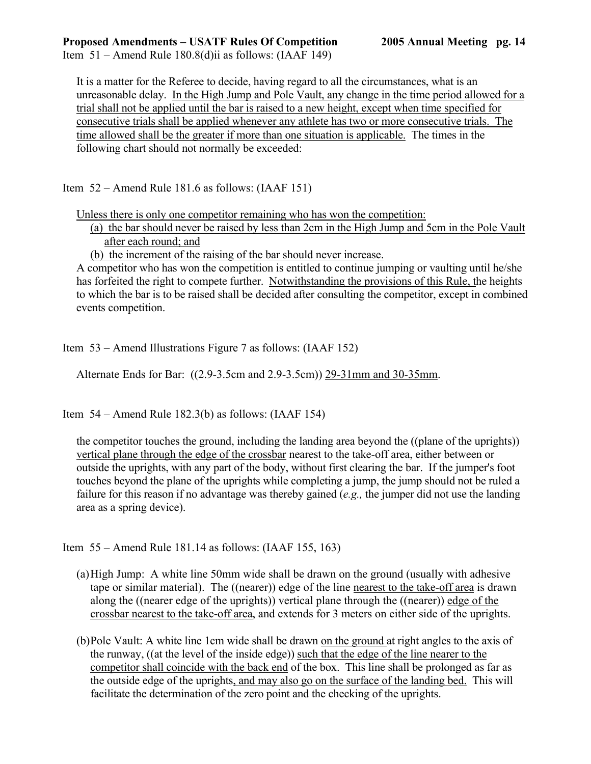Item 51 – Amend Rule 180.8(d)ii as follows: (IAAF 149)

It is a matter for the Referee to decide, having regard to all the circumstances, what is an unreasonable delay. <u>In the High Jump and Pole Vault, any change in the time period allowed for a trial shall not be applied until the bar is raised to a new height, except when time specified for consecutive trials shall be applied whenever any athlete has two or more consecutive trials. The time allowed shall be the greater if more than one situation is applicable.</u> The times in the following chart should not normally be exceeded:

Item 52 – Amend Rule 181.6 as follows: (IAAF 151)

<u>Unless there is only one competitor remaining who has won the competition:</u>

- <u>(a) the bar should never be raised by less than 2cm in the High Jump and 5cm in the Pole Vault after each round; and</u>
- <u>(b) the increment of the raising of the bar should never increase.</u>

A competitor who has won the competition is entitled to continue jumping or vaulting until he/she has forfeited the right to compete further. <u>Notwithstanding the provisions of this Rule, t</u>he heights to which the bar is to be raised shall be decided after consulting the competitor, except in combined events competition.

Item 53 – Amend Illustrations Figure 7 as follows: (IAAF 152)

Alternate Ends for Bar: ((2.9-3.5cm and 2.9-3.5cm)) <u>29-31mm and 30-35mm</u>.

Item 54 – Amend Rule 182.3(b) as follows: (IAAF 154)

the competitor touches the ground, including the landing area beyond the ((plane of the uprights)) <u>vertical plane through the edge of the crossbar</u> nearest to the take-off area, either between or outside the uprights, with any part of the body, without first clearing the bar. If the jumper's foot touches beyond the plane of the uprights while completing a jump, the jump should not be ruled a failure for this reason if no advantage was thereby gained (*e.g.,* the jumper did not use the landing area as a spring device).

Item 55 – Amend Rule 181.14 as follows: (IAAF 155, 163)

(a) High Jump: A white line 50mm wide shall be drawn on the ground (usually with adhesive tape or similar material). The ((nearer)) edge of the line <u>nearest to the take-off area</u> is drawn along the ((nearer edge of the uprights)) vertical plane through the ((nearer)) <u>edge of the crossbar nearest to the take-off area</u>, and extends for 3 meters on either side of the uprights.

(b) Pole Vault: A white line 1cm wide shall be drawn <u>on the ground</u> at right angles to the axis of the runway, ((at the level of the inside edge)) <u>such that the edge of the line nearer to the competitor shall coincide with the back end</u> of the box. This line shall be prolonged as far as the outside edge of the uprights<u>, and may also go on the surface of the landing bed.</u> This will facilitate the determination of the zero point and the checking of the uprights.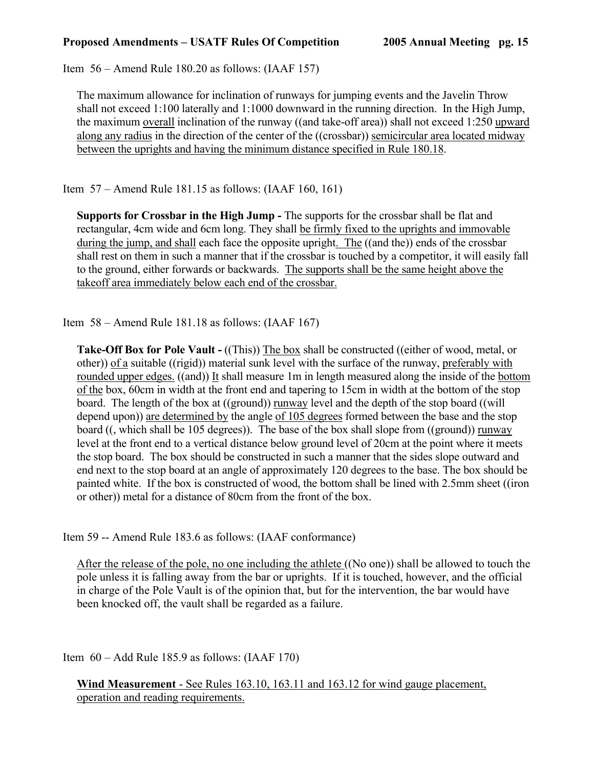Item 56 – Amend Rule 180.20 as follows: (IAAF 157)

The maximum allowance for inclination of runways for jumping events and the Javelin Throw shall not exceed 1:100 laterally and 1:1000 downward in the running direction. In the High Jump, the maximum <u>overall</u> inclination of the runway ((and take-off area)) shall not exceed 1:250 <u>upward along any radius</u> in the direction of the center of the ((crossbar)) <u>semicircular area located midway between the uprights and having the minimum distance specified in Rule 180.18</u>.

Item 57 – Amend Rule 181.15 as follows: (IAAF 160, 161)

**Supports for Crossbar in the High Jump -** The supports for the crossbar shall be flat and rectangular, 4cm wide and 6cm long. They shall <u>be firmly fixed to the uprights and immovable during the jump, and shall</u> each face the opposite upright<u>. The</u> ((and the)) ends of the crossbar shall rest on them in such a manner that if the crossbar is touched by a competitor, it will easily fall to the ground, either forwards or backwards. <u>The supports shall be the same height above the takeoff area immediately below each end of the crossbar.</u>

Item 58 – Amend Rule 181.18 as follows: (IAAF 167)

**Take-Off Box for Pole Vault -** ((This)) <u>The box</u> shall be constructed ((either of wood, metal, or other)) <u>of a</u> suitable ((rigid)) material sunk level with the surface of the runway, <u>preferably with rounded upper edges.</u> ((and)) <u>It</u> shall measure 1m in length measured along the inside of the <u>bottom of the</u> box, 60cm in width at the front end and tapering to 15cm in width at the bottom of the stop board. The length of the box at ((ground)) <u>runway</u> level and the depth of the stop board ((will depend upon)) <u>are determined by</u> the angle <u>of 105 degrees</u> formed between the base and the stop board ((, which shall be 105 degrees)). The base of the box shall slope from ((ground)) <u>runway</u> level at the front end to a vertical distance below ground level of 20cm at the point where it meets the stop board. The box should be constructed in such a manner that the sides slope outward and end next to the stop board at an angle of approximately 120 degrees to the base. The box should be painted white. If the box is constructed of wood, the bottom shall be lined with 2.5mm sheet ((iron or other)) metal for a distance of 80cm from the front of the box.

Item 59 -- Amend Rule 183.6 as follows: (IAAF conformance)

<u>After the release of the pole, no one including the athlete</u> ((No one)) shall be allowed to touch the pole unless it is falling away from the bar or uprights. If it is touched, however, and the official in charge of the Pole Vault is of the opinion that, but for the intervention, the bar would have been knocked off, the vault shall be regarded as a failure.

Item 60 – Add Rule 185.9 as follows: (IAAF 170)

<u>**Wind Measurement** - See Rules 163.10, 163.11 and 163.12 for wind gauge placement, operation and reading requirements.</u>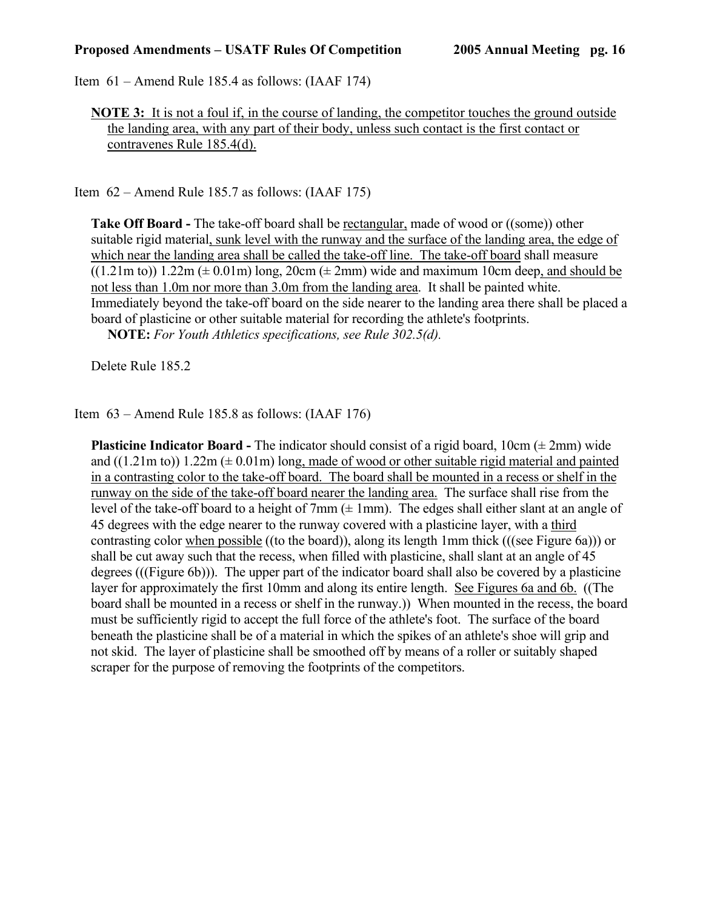Item 61 – Amend Rule 185.4 as follows: (IAAF 174)

<u>**NOTE 3:** It is not a foul if, in the course of landing, the competitor touches the ground outside the landing area, with any part of their body, unless such contact is the first contact or contravenes Rule 185.4(d).</u>

Item 62 – Amend Rule 185.7 as follows: (IAAF 175)

**Take Off Board -** The take-off board shall be <u>rectangular,</u> made of wood or ((some)) other suitable rigid material<u>, sunk level with the runway and the surface of the landing area, the edge of which near the landing area shall be called the take-off line. The take-off board</u> shall measure ((1.21m to)) 1.22m (± 0.01m) long, 20cm (± 2mm) wide and maximum 10cm deep<u>, and should be not less than 1.0m nor more than 3.0m from the landing area</u>. It shall be painted white. Immediately beyond the take-off board on the side nearer to the landing area there shall be placed a board of plasticine or other suitable material for recording the athlete's footprints.

**NOTE:** *For Youth Athletics specifications, see Rule 302.5(d).*

Delete Rule 185.2

Item 63 – Amend Rule 185.8 as follows: (IAAF 176)

**Plasticine Indicator Board -** The indicator should consist of a rigid board, 10cm (± 2mm) wide and ((1.21m to)) 1.22m (± 0.01m) long<u>, made of wood or other suitable rigid material and painted in a contrasting color to the take-off board. The board shall be mounted in a recess or shelf in the runway on the side of the take-off board nearer the landing area.</u> The surface shall rise from the level of the take-off board to a height of 7mm (± 1mm). The edges shall either slant at an angle of 45 degrees with the edge nearer to the runway covered with a plasticine layer, with a <u>third</u> contrasting color <u>when possible</u> ((to the board)), along its length 1mm thick (((see Figure 6a))) or shall be cut away such that the recess, when filled with plasticine, shall slant at an angle of 45 degrees (((Figure 6b))). The upper part of the indicator board shall also be covered by a plasticine layer for approximately the first 10mm and along its entire length. <u>See Figures 6a and 6b.</u> ((The board shall be mounted in a recess or shelf in the runway.)) When mounted in the recess, the board must be sufficiently rigid to accept the full force of the athlete's foot. The surface of the board beneath the plasticine shall be of a material in which the spikes of an athlete's shoe will grip and not skid. The layer of plasticine shall be smoothed off by means of a roller or suitably shaped scraper for the purpose of removing the footprints of the competitors.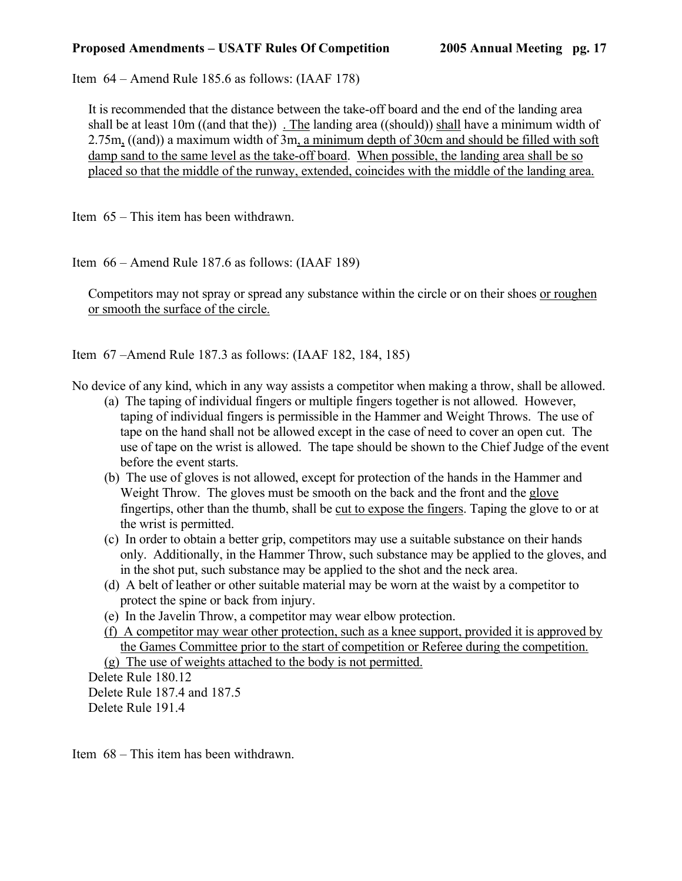Item 64 – Amend Rule 185.6 as follows: (IAAF 178)

It is recommended that the distance between the take-off board and the end of the landing area shall be at least 10m ((and that the)) <u>. The</u> landing area ((should)) <u>shall</u> have a minimum width of 2.75m<u>,</u> ((and)) a maximum width of 3m<u>, a minimum depth of 30cm and should be filled with soft damp sand to the same level as the take-off board</u>. <u>When possible, the landing area shall be so placed so that the middle of the runway, extended, coincides with the middle of the landing area.</u>

Item 65 – This item has been withdrawn.

Item 66 – Amend Rule 187.6 as follows: (IAAF 189)

Competitors may not spray or spread any substance within the circle or on their shoes <u>or roughen or smooth the surface of the circle.</u>

Item 67 –Amend Rule 187.3 as follows: (IAAF 182, 184, 185)

No device of any kind, which in any way assists a competitor when making a throw, shall be allowed.

(a) The taping of individual fingers or multiple fingers together is not allowed. However, taping of individual fingers is permissible in the Hammer and Weight Throws. The use of tape on the hand shall not be allowed except in the case of need to cover an open cut. The use of tape on the wrist is allowed. The tape should be shown to the Chief Judge of the event before the event starts.

(b) The use of gloves is not allowed, except for protection of the hands in the Hammer and Weight Throw. The gloves must be smooth on the back and the front and the <u>glove</u> fingertips, other than the thumb, shall be <u>cut to expose the fingers</u>. Taping the glove to or at the wrist is permitted.

(c) In order to obtain a better grip, competitors may use a suitable substance on their hands only. Additionally, in the Hammer Throw, such substance may be applied to the gloves, and in the shot put, such substance may be applied to the shot and the neck area.

(d) A belt of leather or other suitable material may be worn at the waist by a competitor to protect the spine or back from injury.

(e) In the Javelin Throw, a competitor may wear elbow protection.

<u>(f) A competitor may wear other protection, such as a knee support, provided it is approved by the Games Committee prior to the start of competition or Referee during the competition.</u>

<u>(g) The use of weights attached to the body is not permitted.</u>

Delete Rule 180.12

Delete Rule 187.4 and 187.5

Delete Rule 191.4

Item 68 – This item has been withdrawn.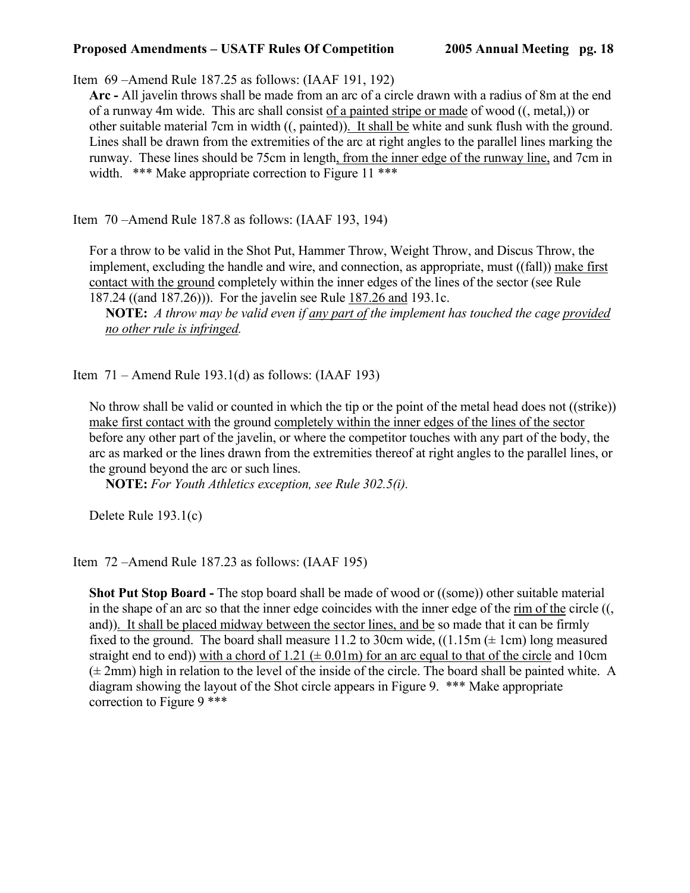Item 69 –Amend Rule 187.25 as follows: (IAAF 191, 192)

**Arc -** All javelin throws shall be made from an arc of a circle drawn with a radius of 8m at the end of a runway 4m wide. This arc shall consist <u>of a painted stripe or made</u> of wood ((, metal,)) or other suitable material 7cm in width ((, painted))<u>. It shall be</u> white and sunk flush with the ground. Lines shall be drawn from the extremities of the arc at right angles to the parallel lines marking the runway. These lines should be 75cm in length<u>, from the inner edge of the runway line,</u> and 7cm in width. *** Make appropriate correction to Figure 11 ***

Item 70 –Amend Rule 187.8 as follows: (IAAF 193, 194)

For a throw to be valid in the Shot Put, Hammer Throw, Weight Throw, and Discus Throw, the implement, excluding the handle and wire, and connection, as appropriate, must ((fall)) <u>make first contact with the ground</u> completely within the inner edges of the lines of the sector (see Rule 187.24 ((and 187.26))). For the javelin see Rule <u>187.26 and</u> 193.1c.

**NOTE:** *A throw may be valid even if <u>any part of</u> the implement has touched the cage <u>provided no other rule is infringed</u>.*

Item 71 – Amend Rule 193.1(d) as follows: (IAAF 193)

No throw shall be valid or counted in which the tip or the point of the metal head does not ((strike)) <u>make first contact with</u> the ground <u>completely within the inner edges of the lines of the sector</u> before any other part of the javelin, or where the competitor touches with any part of the body, the arc as marked or the lines drawn from the extremities thereof at right angles to the parallel lines, or the ground beyond the arc or such lines.

**NOTE:** *For Youth Athletics exception, see Rule 302.5(i).*

Delete Rule 193.1(c)

Item 72 –Amend Rule 187.23 as follows: (IAAF 195)

**Shot Put Stop Board -** The stop board shall be made of wood or ((some)) other suitable material in the shape of an arc so that the inner edge coincides with the inner edge of the <u>rim of the</u> circle ((, and))<u>. It shall be placed midway between the sector lines, and be</u> so made that it can be firmly fixed to the ground. The board shall measure 11.2 to 30cm wide, ((1.15m (± 1cm) long measured straight end to end)) <u>with a chord of 1.21 (± 0.01m) for an arc equal to that of the circle</u> and 10cm (± 2mm) high in relation to the level of the inside of the circle. The board shall be painted white. A diagram showing the layout of the Shot circle appears in Figure 9. *** Make appropriate correction to Figure 9 ***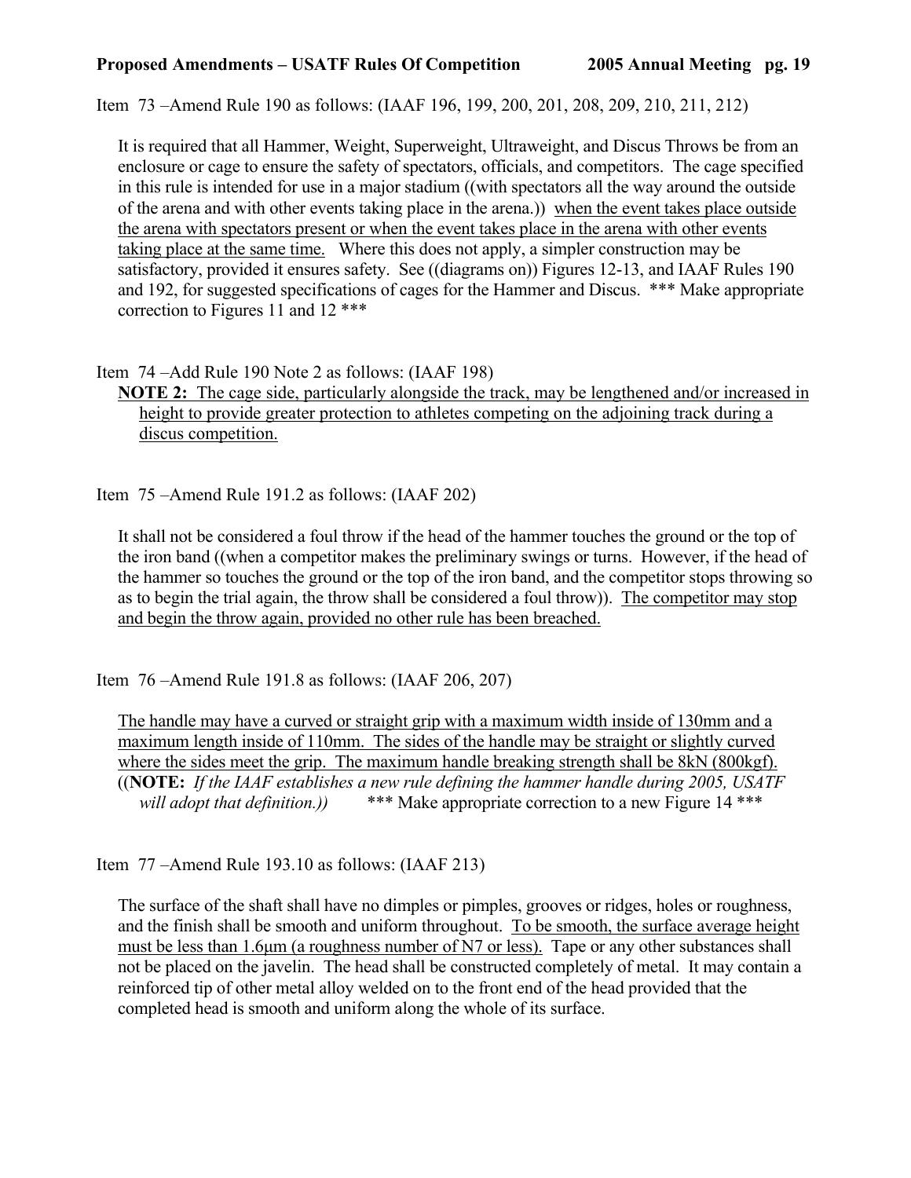Item 73 –Amend Rule 190 as follows: (IAAF 196, 199, 200, 201, 208, 209, 210, 211, 212)

It is required that all Hammer, Weight, Superweight, Ultraweight, and Discus Throws be from an enclosure or cage to ensure the safety of spectators, officials, and competitors. The cage specified in this rule is intended for use in a major stadium ((with spectators all the way around the outside of the arena and with other events taking place in the arena.)) <u>when the event takes place outside the arena with spectators present or when the event takes place in the arena with other events taking place at the same time.</u> Where this does not apply, a simpler construction may be satisfactory, provided it ensures safety. See ((diagrams on)) Figures 12-13, and IAAF Rules 190 and 192, for suggested specifications of cages for the Hammer and Discus. *** Make appropriate correction to Figures 11 and 12 ***

Item 74 –Add Rule 190 Note 2 as follows: (IAAF 198)

**NOTE 2:** <u>The cage side, particularly alongside the track, may be lengthened and/or increased in height to provide greater protection to athletes competing on the adjoining track during a discus competition.</u>

Item 75 –Amend Rule 191.2 as follows: (IAAF 202)

It shall not be considered a foul throw if the head of the hammer touches the ground or the top of the iron band ((when a competitor makes the preliminary swings or turns. However, if the head of the hammer so touches the ground or the top of the iron band, and the competitor stops throwing so as to begin the trial again, the throw shall be considered a foul throw)). <u>The competitor may stop and begin the throw again, provided no other rule has been breached.</u>

Item 76 –Amend Rule 191.8 as follows: (IAAF 206, 207)

<u>The handle may have a curved or straight grip with a maximum width inside of 130mm and a maximum length inside of 110mm. The sides of the handle may be straight or slightly curved where the sides meet the grip. The maximum handle breaking strength shall be 8kN (800kgf).</u> ((**NOTE:** *If the IAAF establishes a new rule defining the hammer handle during 2005, USATF will adopt that definition.))* *** Make appropriate correction to a new Figure 14 ***

Item 77 –Amend Rule 193.10 as follows: (IAAF 213)

The surface of the shaft shall have no dimples or pimples, grooves or ridges, holes or roughness, and the finish shall be smooth and uniform throughout. <u>To be smooth, the surface average height must be less than 1.6µm (a roughness number of N7 or less).</u> Tape or any other substances shall not be placed on the javelin. The head shall be constructed completely of metal. It may contain a reinforced tip of other metal alloy welded on to the front end of the head provided that the completed head is smooth and uniform along the whole of its surface.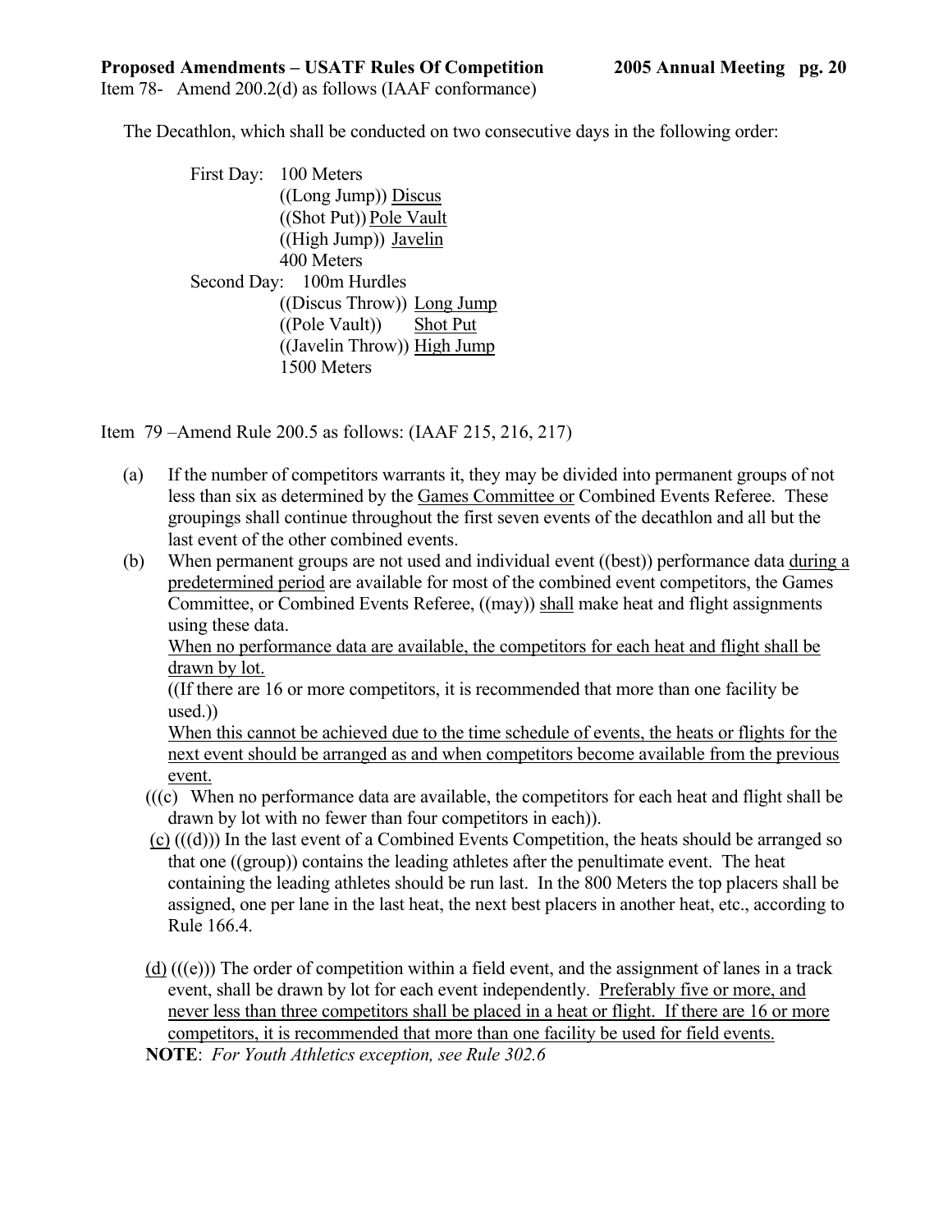Item 78- Amend 200.2(d) as follows (IAAF conformance)

The Decathlon, which shall be conducted on two consecutive days in the following order:

First Day: 100 Meters
((Long Jump)) Discus
((Shot Put)) Pole Vault
((High Jump)) Javelin
400 Meters

Second Day: 100m Hurdles
((Discus Throw)) Long Jump
((Pole Vault)) Shot Put
((Javelin Throw)) High Jump
1500 Meters

Item 79 –Amend Rule 200.5 as follows: (IAAF 215, 216, 217)

(a) If the number of competitors warrants it, they may be divided into permanent groups of not less than six as determined by the Games Committee or Combined Events Referee. These groupings shall continue throughout the first seven events of the decathlon and all but the last event of the other combined events.

(b) When permanent groups are not used and individual event ((best)) performance data during a predetermined period are available for most of the combined event competitors, the Games Committee, or Combined Events Referee, ((may)) shall make heat and flight assignments using these data.
When no performance data are available, the competitors for each heat and flight shall be drawn by lot.
((If there are 16 or more competitors, it is recommended that more than one facility be used.))
When this cannot be achieved due to the time schedule of events, the heats or flights for the next event should be arranged as and when competitors become available from the previous event.

(((c) When no performance data are available, the competitors for each heat and flight shall be drawn by lot with no fewer than four competitors in each)).

(c) (((d))) In the last event of a Combined Events Competition, the heats should be arranged so that one ((group)) contains the leading athletes after the penultimate event. The heat containing the leading athletes should be run last. In the 800 Meters the top placers shall be assigned, one per lane in the last heat, the next best placers in another heat, etc., according to Rule 166.4.

(d) (((e))) The order of competition within a field event, and the assignment of lanes in a track event, shall be drawn by lot for each event independently. Preferably five or more, and never less than three competitors shall be placed in a heat or flight. If there are 16 or more competitors, it is recommended that more than one facility be used for field events.

**NOTE**: *For Youth Athletics exception, see Rule 302.6*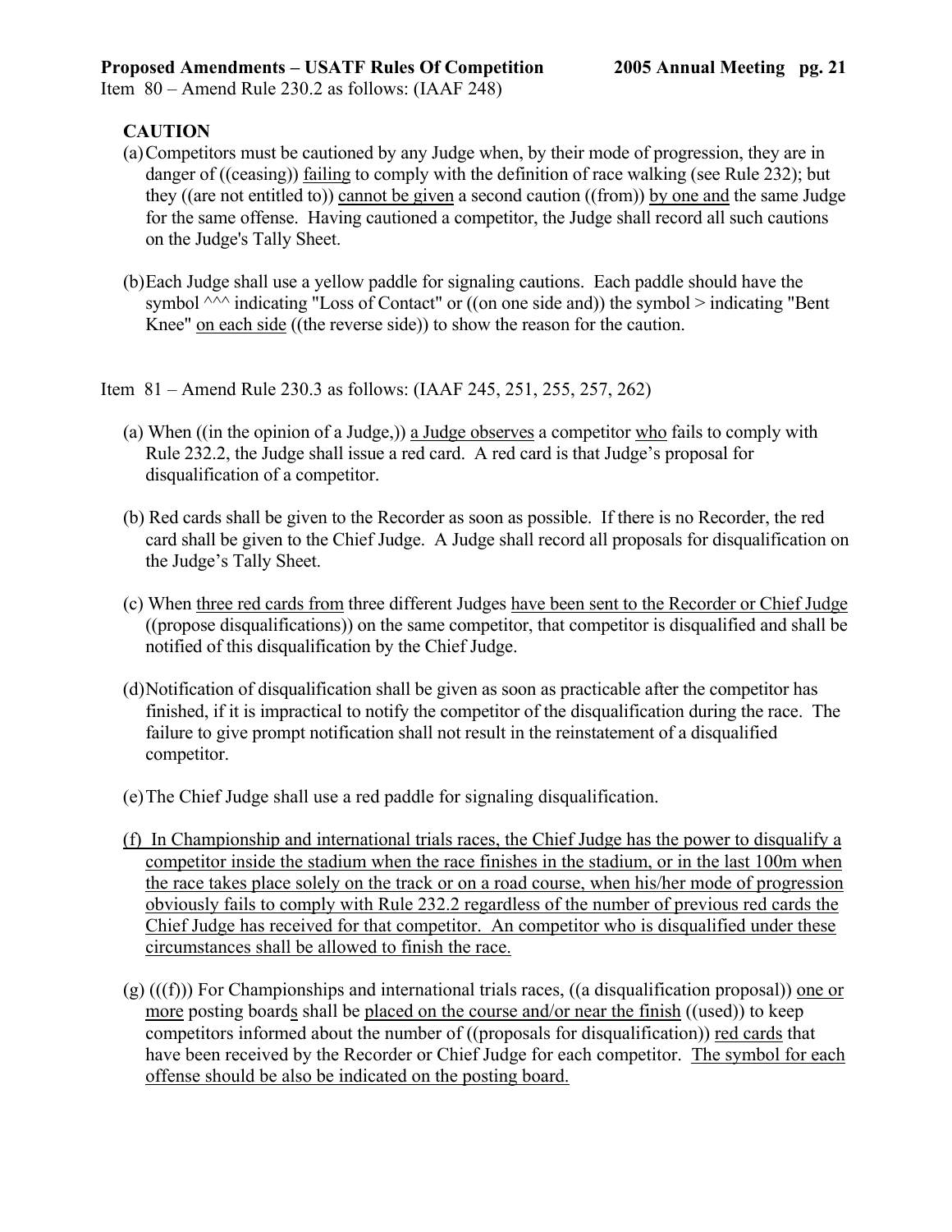Item 80 – Amend Rule 230.2 as follows: (IAAF 248)

**CAUTION**

(a) Competitors must be cautioned by any Judge when, by their mode of progression, they are in danger of ((ceasing)) <u>failing</u> to comply with the definition of race walking (see Rule 232); but they ((are not entitled to)) <u>cannot be given</u> a second caution ((from)) <u>by one and</u> the same Judge for the same offense. Having cautioned a competitor, the Judge shall record all such cautions on the Judge's Tally Sheet.

(b) Each Judge shall use a yellow paddle for signaling cautions. Each paddle should have the symbol ^^^ indicating "Loss of Contact" or ((on one side and)) the symbol > indicating "Bent Knee" <u>on each side</u> ((the reverse side)) to show the reason for the caution.

Item 81 – Amend Rule 230.3 as follows: (IAAF 245, 251, 255, 257, 262)

(a) When ((in the opinion of a Judge,)) <u>a Judge observes</u> a competitor <u>who</u> fails to comply with Rule 232.2, the Judge shall issue a red card. A red card is that Judge's proposal for disqualification of a competitor.

(b) Red cards shall be given to the Recorder as soon as possible. If there is no Recorder, the red card shall be given to the Chief Judge. A Judge shall record all proposals for disqualification on the Judge's Tally Sheet.

(c) When <u>three red cards from</u> three different Judges <u>have been sent to the Recorder or Chief Judge</u> ((propose disqualifications)) on the same competitor, that competitor is disqualified and shall be notified of this disqualification by the Chief Judge.

(d) Notification of disqualification shall be given as soon as practicable after the competitor has finished, if it is impractical to notify the competitor of the disqualification during the race. The failure to give prompt notification shall not result in the reinstatement of a disqualified competitor.

(e) The Chief Judge shall use a red paddle for signaling disqualification.

<u>(f) In Championship and international trials races, the Chief Judge has the power to disqualify a competitor inside the stadium when the race finishes in the stadium, or in the last 100m when the race takes place solely on the track or on a road course, when his/her mode of progression obviously fails to comply with Rule 232.2 regardless of the number of previous red cards the Chief Judge has received for that competitor. An competitor who is disqualified under these circumstances shall be allowed to finish the race.</u>

(g) (((f))) For Championships and international trials races, ((a disqualification proposal)) <u>one or more</u> posting board<u>s</u> shall be <u>placed on the course and/or near the finish</u> ((used)) to keep competitors informed about the number of ((proposals for disqualification)) <u>red cards</u> that have been received by the Recorder or Chief Judge for each competitor. <u>The symbol for each offense should be also be indicated on the posting board.</u>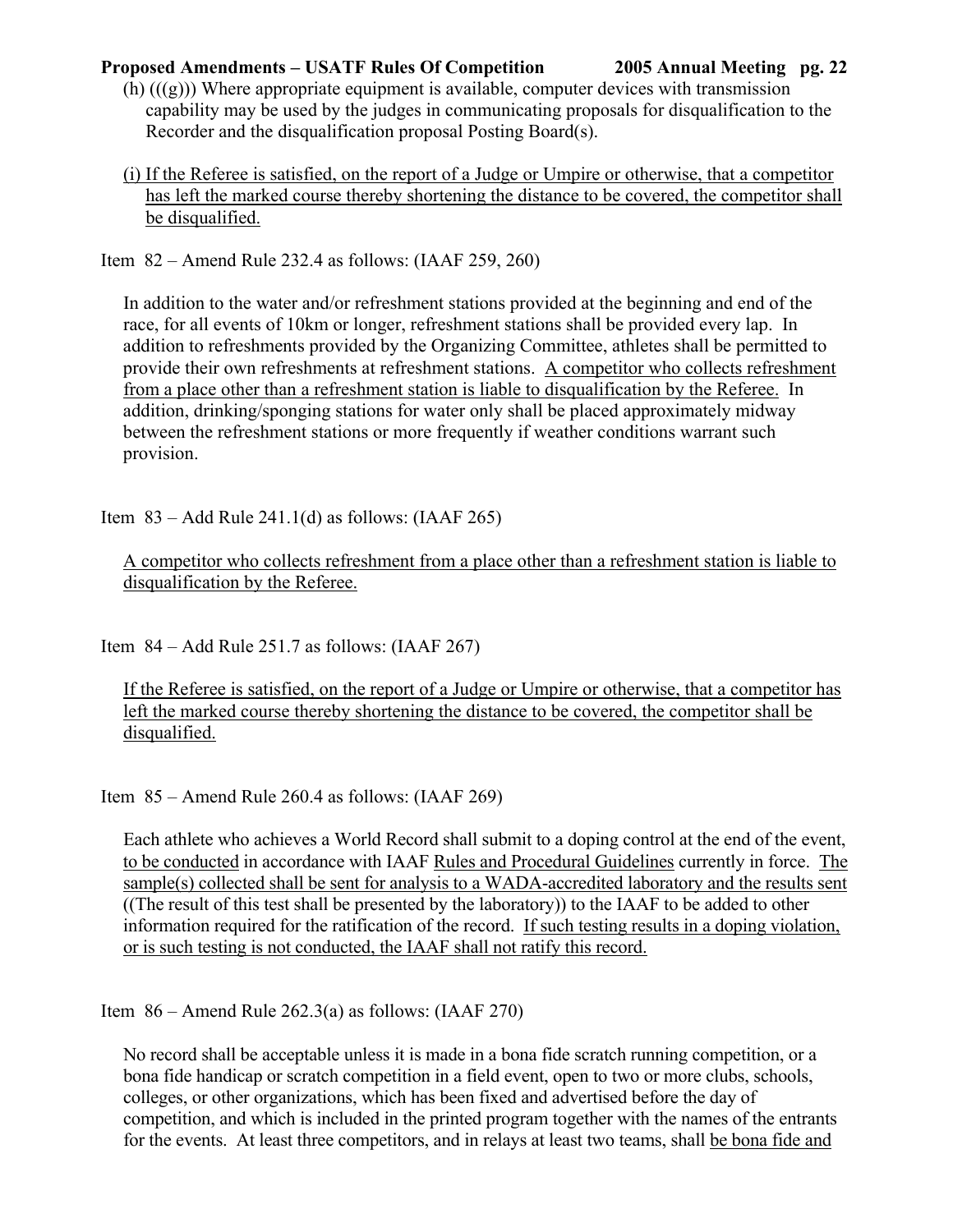(h) (((g))) Where appropriate equipment is available, computer devices with transmission capability may be used by the judges in communicating proposals for disqualification to the Recorder and the disqualification proposal Posting Board(s).

<u>(i) If the Referee is satisfied, on the report of a Judge or Umpire or otherwise, that a competitor has left the marked course thereby shortening the distance to be covered, the competitor shall be disqualified.</u>

Item 82 – Amend Rule 232.4 as follows: (IAAF 259, 260)

In addition to the water and/or refreshment stations provided at the beginning and end of the race, for all events of 10km or longer, refreshment stations shall be provided every lap. In addition to refreshments provided by the Organizing Committee, athletes shall be permitted to provide their own refreshments at refreshment stations. <u>A competitor who collects refreshment from a place other than a refreshment station is liable to disqualification by the Referee.</u> In addition, drinking/sponging stations for water only shall be placed approximately midway between the refreshment stations or more frequently if weather conditions warrant such provision.

Item 83 – Add Rule 241.1(d) as follows: (IAAF 265)

<u>A competitor who collects refreshment from a place other than a refreshment station is liable to disqualification by the Referee.</u>

Item 84 – Add Rule 251.7 as follows: (IAAF 267)

<u>If the Referee is satisfied, on the report of a Judge or Umpire or otherwise, that a competitor has left the marked course thereby shortening the distance to be covered, the competitor shall be disqualified.</u>

Item 85 – Amend Rule 260.4 as follows: (IAAF 269)

Each athlete who achieves a World Record shall submit to a doping control at the end of the event, <u>to be conducted</u> in accordance with IAAF <u>Rules and Procedural Guidelines</u> currently in force. <u>The sample(s) collected shall be sent for analysis to a WADA-accredited laboratory and the results sent</u> ((The result of this test shall be presented by the laboratory)) to the IAAF to be added to other information required for the ratification of the record. <u>If such testing results in a doping violation, or is such testing is not conducted, the IAAF shall not ratify this record.</u>

Item 86 – Amend Rule 262.3(a) as follows: (IAAF 270)

No record shall be acceptable unless it is made in a bona fide scratch running competition, or a bona fide handicap or scratch competition in a field event, open to two or more clubs, schools, colleges, or other organizations, which has been fixed and advertised before the day of competition, and which is included in the printed program together with the names of the entrants for the events. At least three competitors, and in relays at least two teams, shall <u>be bona fide and</u>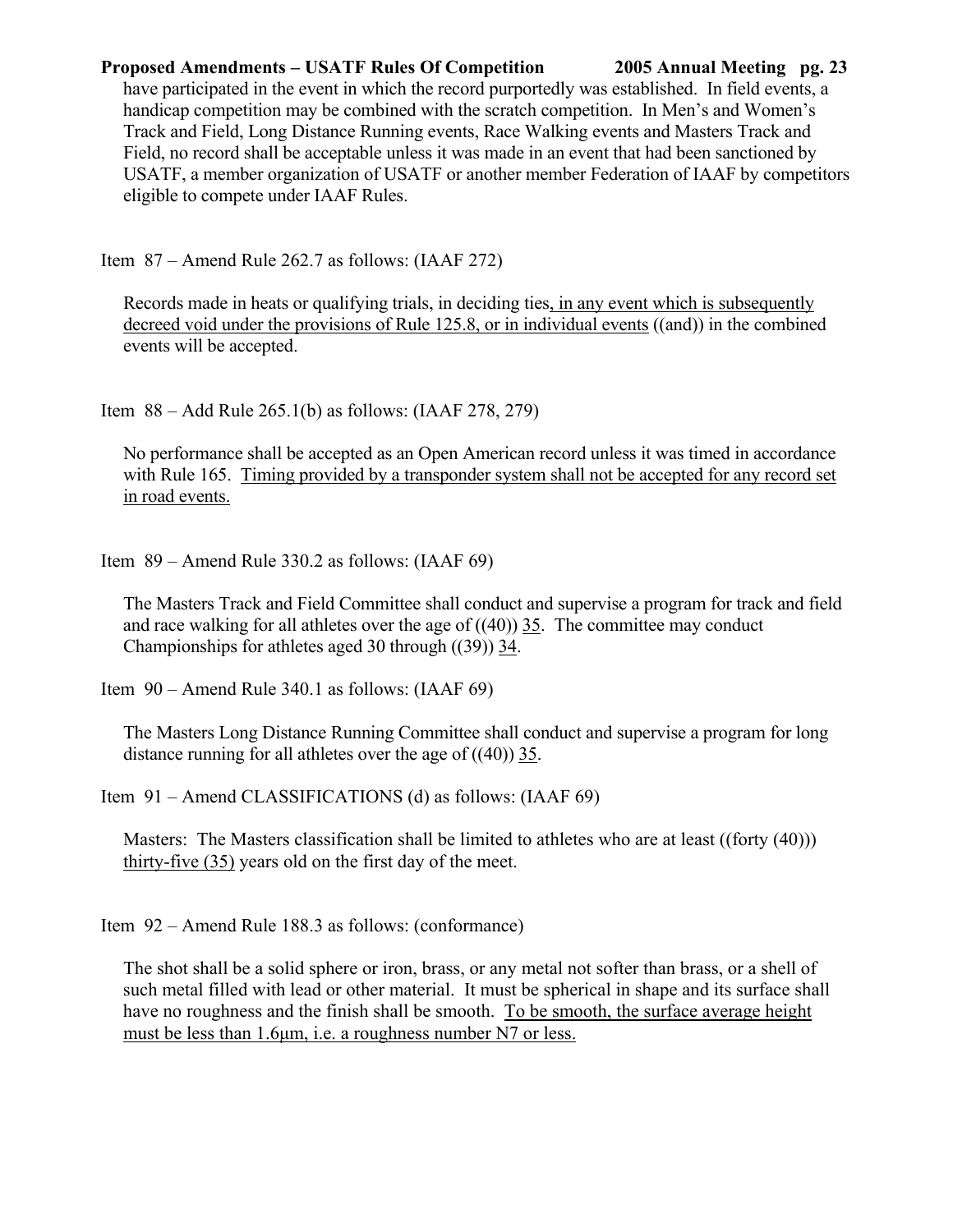have participated in the event in which the record purportedly was established. In field events, a handicap competition may be combined with the scratch competition. In Men's and Women's Track and Field, Long Distance Running events, Race Walking events and Masters Track and Field, no record shall be acceptable unless it was made in an event that had been sanctioned by USATF, a member organization of USATF or another member Federation of IAAF by competitors eligible to compete under IAAF Rules.

Item 87 – Amend Rule 262.7 as follows: (IAAF 272)

Records made in heats or qualifying trials, in deciding ties, in any event which is subsequently decreed void under the provisions of Rule 125.8, or in individual events ((and)) in the combined events will be accepted.

Item 88 – Add Rule 265.1(b) as follows: (IAAF 278, 279)

No performance shall be accepted as an Open American record unless it was timed in accordance with Rule 165. Timing provided by a transponder system shall not be accepted for any record set in road events.

Item 89 – Amend Rule 330.2 as follows: (IAAF 69)

The Masters Track and Field Committee shall conduct and supervise a program for track and field and race walking for all athletes over the age of ((40)) 35. The committee may conduct Championships for athletes aged 30 through ((39)) 34.

Item 90 – Amend Rule 340.1 as follows: (IAAF 69)

The Masters Long Distance Running Committee shall conduct and supervise a program for long distance running for all athletes over the age of ((40)) 35.

Item 91 – Amend CLASSIFICATIONS (d) as follows: (IAAF 69)

Masters: The Masters classification shall be limited to athletes who are at least ((forty (40))) thirty-five (35) years old on the first day of the meet.

Item 92 – Amend Rule 188.3 as follows: (conformance)

The shot shall be a solid sphere or iron, brass, or any metal not softer than brass, or a shell of such metal filled with lead or other material. It must be spherical in shape and its surface shall have no roughness and the finish shall be smooth. To be smooth, the surface average height must be less than 1.6μm, i.e. a roughness number N7 or less.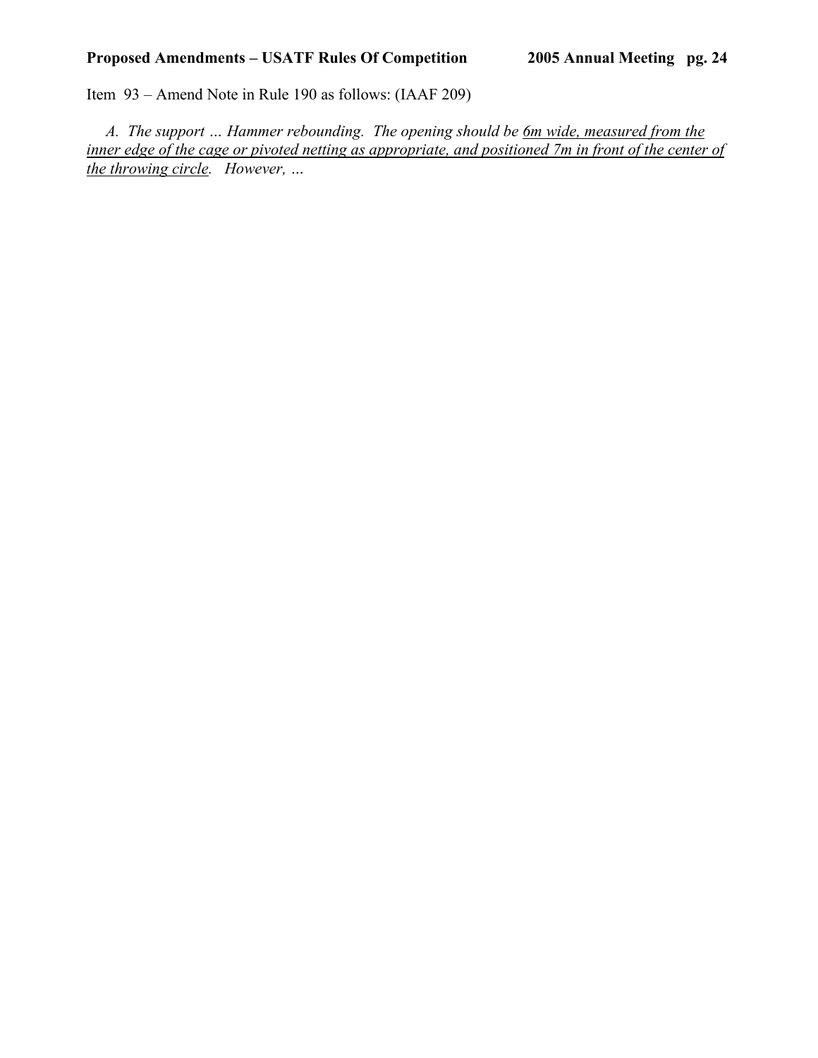Item 93 – Amend Note in Rule 190 as follows: (IAAF 209)

*A. The support … Hammer rebounding. The opening should be <u>6m wide, measured from the inner edge of the cage or pivoted netting as appropriate, and positioned 7m in front of the center of the throwing circle</u>. However, …*